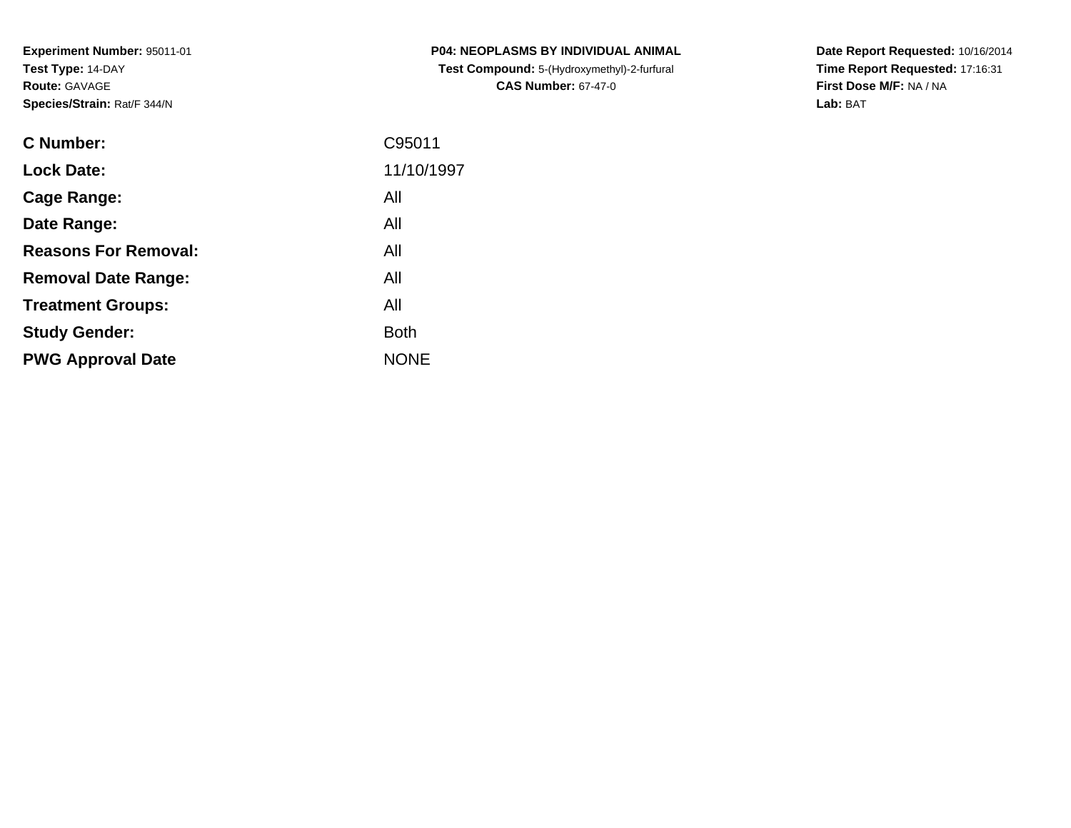**Experiment Number:** 95011-01
**Test Type:** 14-DAY
**Route:** GAVAGE
**Species/Strain:** Rat/F 344/N

**P04: NEOPLASMS BY INDIVIDUAL ANIMAL**
**Test Compound:** 5-(Hydroxymethyl)-2-furfural
**CAS Number:** 67-47-0

**Date Report Requested:** 10/16/2014
**Time Report Requested:** 17:16:31
**First Dose M/F:** NA / NA
**Lab:** BAT

| | |
|---|---|
| **C Number:** | C95011 |
| **Lock Date:** | 11/10/1997 |
| **Cage Range:** | All |
| **Date Range:** | All |
| **Reasons For Removal:** | All |
| **Removal Date Range:** | All |
| **Treatment Groups:** | All |
| **Study Gender:** | Both |
| **PWG Approval Date** | NONE |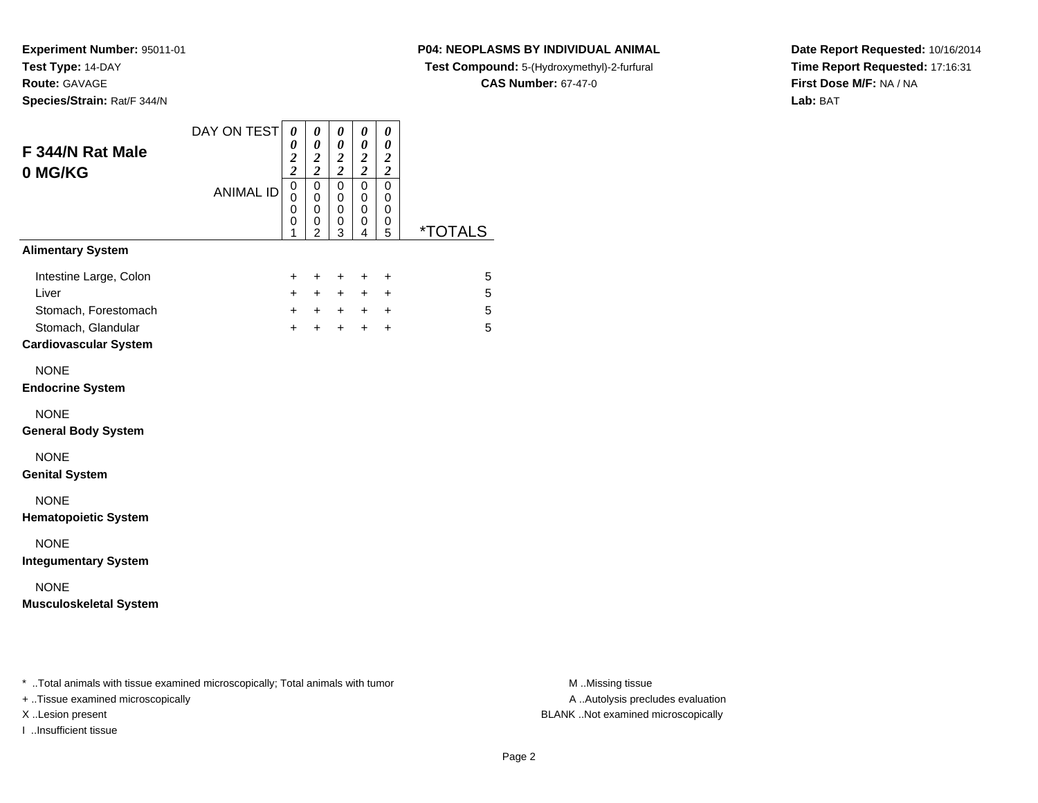**Experiment Number:** 95011-01
**Test Type:** 14-DAY
**Route:** GAVAGE
**Species/Strain:** Rat/F 344/N

**P04: NEOPLASMS BY INDIVIDUAL ANIMAL**
**Test Compound:** 5-(Hydroxymethyl)-2-furfural
**CAS Number:** 67-47-0

**Date Report Requested:** 10/16/2014
**Time Report Requested:** 17:16:31
**First Dose M/F:** NA / NA
**Lab:** BAT

## F 344/N Rat Male
## 0 MG/KG

| DAY ON TEST | 0022 | 0022 | 0022 | 0022 | 0022 | |
|---|---|---|---|---|---|---|
| ANIMAL ID | 00001 | 00002 | 00003 | 00004 | 00005 | *TOTALS |
| **Alimentary System** | | | | | | |
| Intestine Large, Colon | + | + | + | + | + | 5 |
| Liver | + | + | + | + | + | 5 |
| Stomach, Forestomach | + | + | + | + | + | 5 |
| Stomach, Glandular | + | + | + | + | + | 5 |
| **Cardiovascular System** | | | | | | |
| NONE | | | | | | |
| **Endocrine System** | | | | | | |
| NONE | | | | | | |
| **General Body System** | | | | | | |
| NONE | | | | | | |
| **Genital System** | | | | | | |
| NONE | | | | | | |
| **Hematopoietic System** | | | | | | |
| NONE | | | | | | |
| **Integumentary System** | | | | | | |
| NONE | | | | | | |
| **Musculoskeletal System** | | | | | | |

* ..Total animals with tissue examined microscopically; Total animals with tumor
+ ..Tissue examined microscopically
X ..Lesion present
I ..Insufficient tissue

M ..Missing tissue
A ..Autolysis precludes evaluation
BLANK ..Not examined microscopically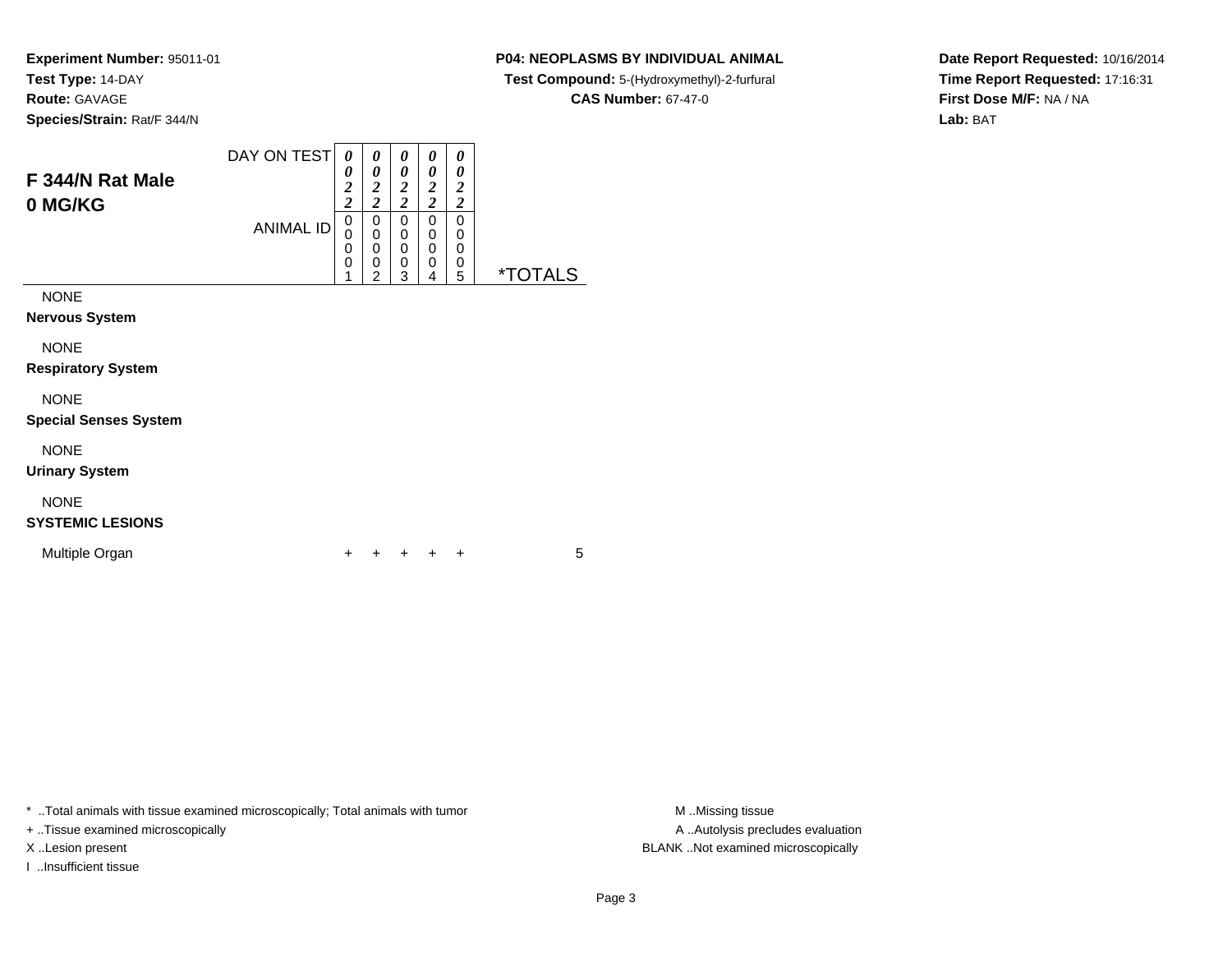**Experiment Number:** 95011-01
**Test Type:** 14-DAY
**Route:** GAVAGE
**Species/Strain:** Rat/F 344/N

**P04: NEOPLASMS BY INDIVIDUAL ANIMAL**
**Test Compound:** 5-(Hydroxymethyl)-2-furfural
**CAS Number:** 67-47-0

**Date Report Requested:** 10/16/2014
**Time Report Requested:** 17:16:31
**First Dose M/F:** NA / NA
**Lab:** BAT

## F 344/N Rat Male
## 0 MG/KG

| DAY ON TEST | 0022 | 0022 | 0022 | 0022 | 0022 | |
|---|---|---|---|---|---|---|
| ANIMAL ID | 00001 | 00002 | 00003 | 00004 | 00005 | *TOTALS |
| NONE | | | | | | |
| **Nervous System** | | | | | | |
| NONE | | | | | | |
| **Respiratory System** | | | | | | |
| NONE | | | | | | |
| **Special Senses System** | | | | | | |
| NONE | | | | | | |
| **Urinary System** | | | | | | |
| NONE | | | | | | |
| **SYSTEMIC LESIONS** | | | | | | |
| Multiple Organ | + | + | + | + | + | 5 |

\* ..Total animals with tissue examined microscopically; Total animals with tumor
+ ..Tissue examined microscopically
X ..Lesion present
I ..Insufficient tissue

M ..Missing tissue
A ..Autolysis precludes evaluation
BLANK ..Not examined microscopically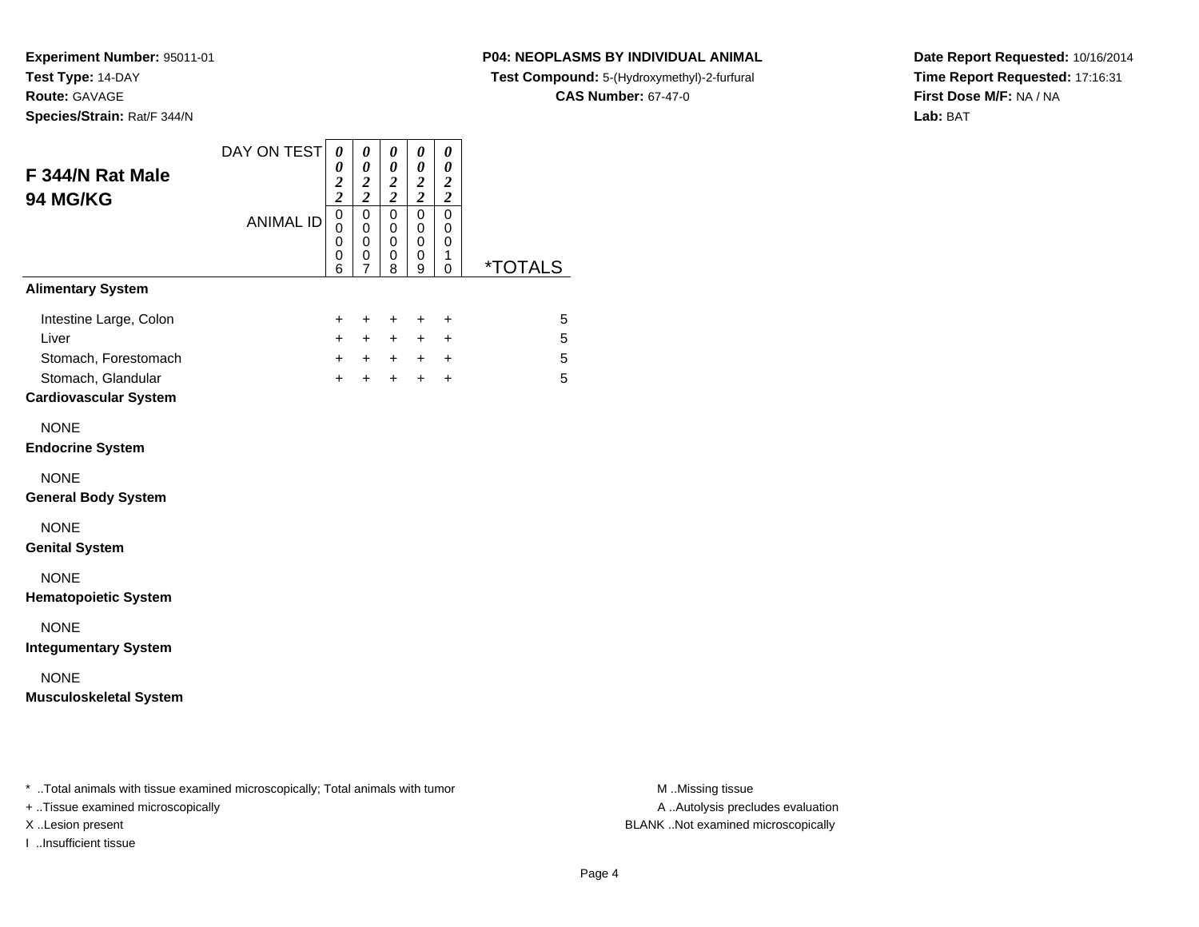**Experiment Number:** 95011-01
**Test Type:** 14-DAY
**Route:** GAVAGE
**Species/Strain:** Rat/F 344/N

**P04: NEOPLASMS BY INDIVIDUAL ANIMAL**
**Test Compound:** 5-(Hydroxymethyl)-2-furfural
**CAS Number:** 67-47-0

**Date Report Requested:** 10/16/2014
**Time Report Requested:** 17:16:31
**First Dose M/F:** NA / NA
**Lab:** BAT

## F 344/N Rat Male
## 94 MG/KG

| DAY ON TEST | 0022 | 0022 | 0022 | 0022 | 0022 | |
|---|---|---|---|---|---|---|
| ANIMAL ID | 00006 | 00007 | 00008 | 00009 | 00010 | *TOTALS |
| **Alimentary System** | | | | | | |
| Intestine Large, Colon | + | + | + | + | + | 5 |
| Liver | + | + | + | + | + | 5 |
| Stomach, Forestomach | + | + | + | + | + | 5 |
| Stomach, Glandular | + | + | + | + | + | 5 |
| **Cardiovascular System** | | | | | | |
| NONE | | | | | | |
| **Endocrine System** | | | | | | |
| NONE | | | | | | |
| **General Body System** | | | | | | |
| NONE | | | | | | |
| **Genital System** | | | | | | |
| NONE | | | | | | |
| **Hematopoietic System** | | | | | | |
| NONE | | | | | | |
| **Integumentary System** | | | | | | |
| NONE | | | | | | |
| **Musculoskeletal System** | | | | | | |

* ..Total animals with tissue examined microscopically; Total animals with tumor
+ ..Tissue examined microscopically
X ..Lesion present
I ..Insufficient tissue

M ..Missing tissue
A ..Autolysis precludes evaluation
BLANK ..Not examined microscopically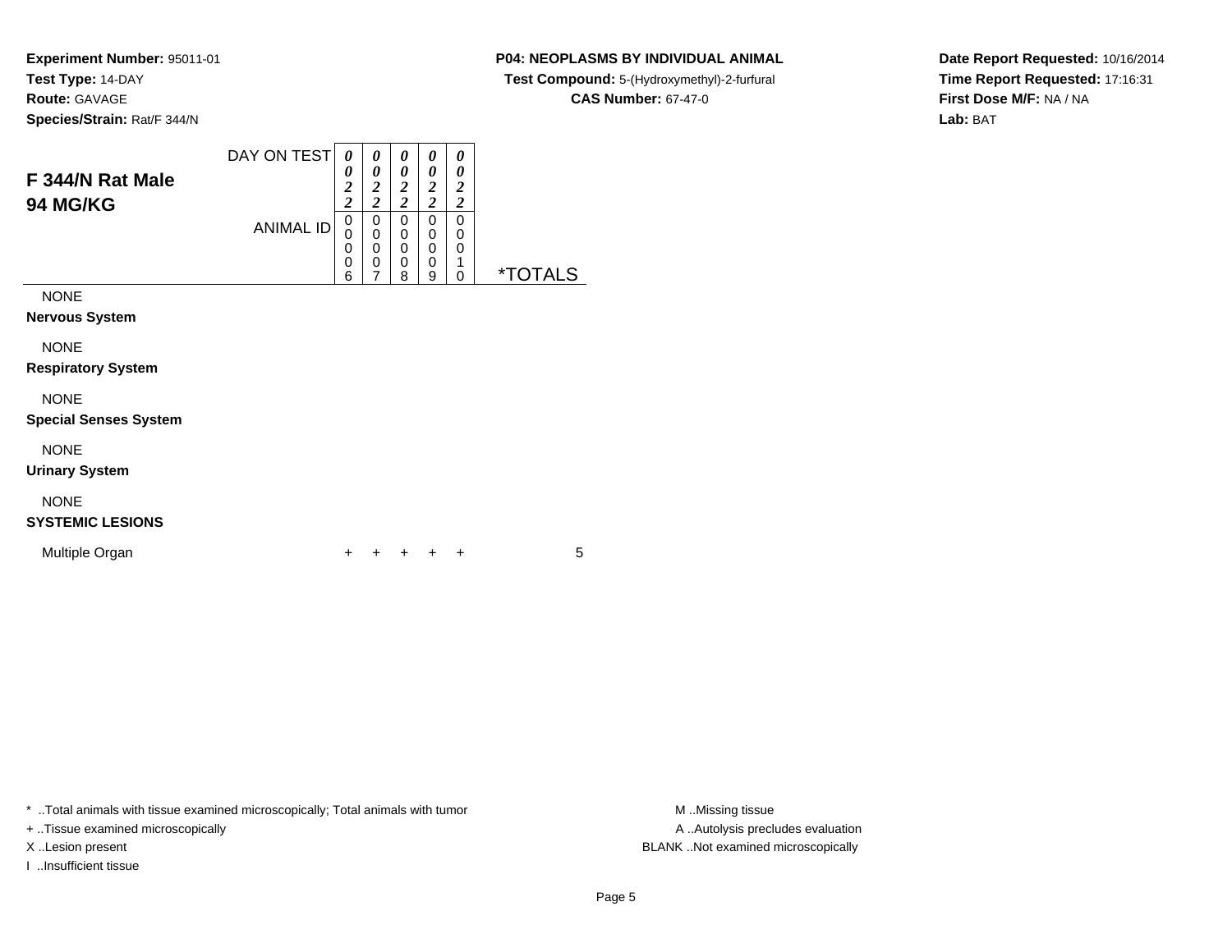**Experiment Number:** 95011-01
**Test Type:** 14-DAY
**Route:** GAVAGE
**Species/Strain:** Rat/F 344/N

**P04: NEOPLASMS BY INDIVIDUAL ANIMAL**
**Test Compound:** 5-(Hydroxymethyl)-2-furfural
**CAS Number:** 67-47-0

**Date Report Requested:** 10/16/2014
**Time Report Requested:** 17:16:31
**First Dose M/F:** NA / NA
**Lab:** BAT

## F 344/N Rat Male
## 94 MG/KG

| DAY ON TEST | 0022 | 0022 | 0022 | 0022 | 0022 | |
|---|---|---|---|---|---|---|
| ANIMAL ID | 00006 | 00007 | 00008 | 00009 | 00010 | *TOTALS |
| NONE | | | | | | |
| **Nervous System** | | | | | | |
| NONE | | | | | | |
| **Respiratory System** | | | | | | |
| NONE | | | | | | |
| **Special Senses System** | | | | | | |
| NONE | | | | | | |
| **Urinary System** | | | | | | |
| NONE | | | | | | |
| **SYSTEMIC LESIONS** | | | | | | |
| Multiple Organ | + | + | + | + | + | 5 |

\* ..Total animals with tissue examined microscopically; Total animals with tumor
+ ..Tissue examined microscopically
X ..Lesion present
I ..Insufficient tissue

M ..Missing tissue
A ..Autolysis precludes evaluation
BLANK ..Not examined microscopically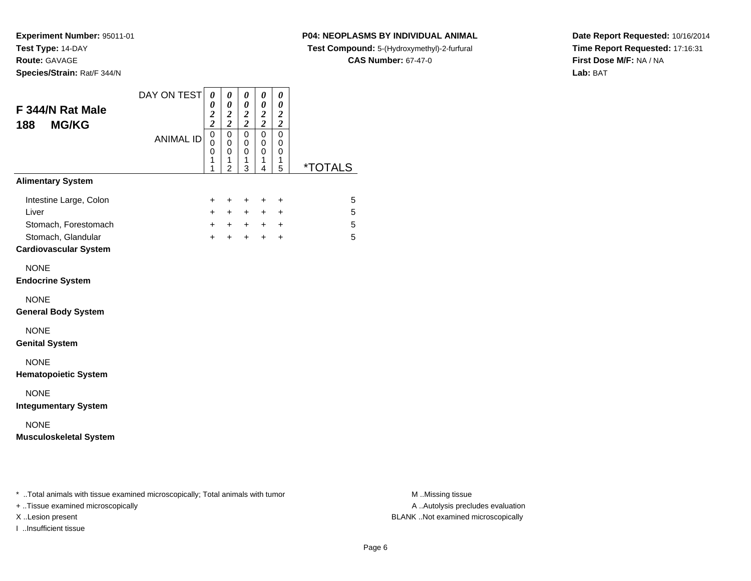**Experiment Number:** 95011-01
**Test Type:** 14-DAY
**Route:** GAVAGE
**Species/Strain:** Rat/F 344/N

**P04: NEOPLASMS BY INDIVIDUAL ANIMAL**
**Test Compound:** 5-(Hydroxymethyl)-2-furfural
**CAS Number:** 67-47-0

**Date Report Requested:** 10/16/2014
**Time Report Requested:** 17:16:31
**First Dose M/F:** NA / NA
**Lab:** BAT

## F 344/N Rat Male
## 188 MG/KG

| DAY ON TEST | 0022 | 0022 | 0022 | 0022 | 0022 | |
|---|---|---|---|---|---|---|
| ANIMAL ID | 00011 | 00012 | 00013 | 00014 | 00015 | *TOTALS |
| **Alimentary System** | | | | | | |
| Intestine Large, Colon | + | + | + | + | + | 5 |
| Liver | + | + | + | + | + | 5 |
| Stomach, Forestomach | + | + | + | + | + | 5 |
| Stomach, Glandular | + | + | + | + | + | 5 |
| **Cardiovascular System** | | | | | | |
| NONE | | | | | | |
| **Endocrine System** | | | | | | |
| NONE | | | | | | |
| **General Body System** | | | | | | |
| NONE | | | | | | |
| **Genital System** | | | | | | |
| NONE | | | | | | |
| **Hematopoietic System** | | | | | | |
| NONE | | | | | | |
| **Integumentary System** | | | | | | |
| NONE | | | | | | |
| **Musculoskeletal System** | | | | | | |

\* ..Total animals with tissue examined microscopically; Total animals with tumor
+ ..Tissue examined microscopically
X ..Lesion present
I ..Insufficient tissue

M ..Missing tissue
A ..Autolysis precludes evaluation
BLANK ..Not examined microscopically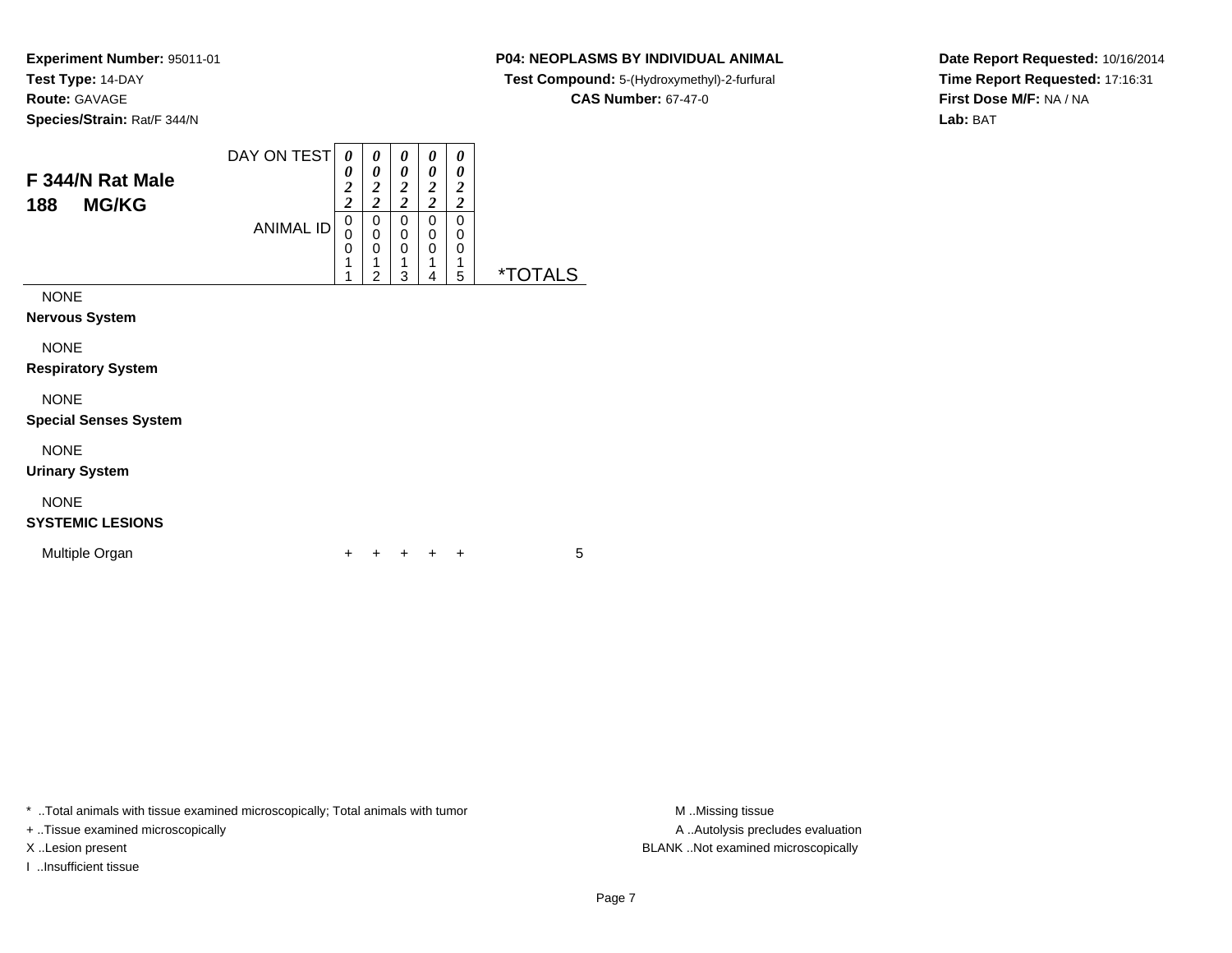**Experiment Number:** 95011-01
**Test Type:** 14-DAY
**Route:** GAVAGE
**Species/Strain:** Rat/F 344/N

**P04: NEOPLASMS BY INDIVIDUAL ANIMAL**
**Test Compound:** 5-(Hydroxymethyl)-2-furfural
**CAS Number:** 67-47-0

**Date Report Requested:** 10/16/2014
**Time Report Requested:** 17:16:31
**First Dose M/F:** NA / NA
**Lab:** BAT

## F 344/N Rat Male
## 188 MG/KG

| DAY ON TEST | 0022 | 0022 | 0022 | 0022 | 0022 | |
|---|---|---|---|---|---|---|
| ANIMAL ID | 00011 | 00012 | 00013 | 00014 | 00015 | *TOTALS |
| NONE | | | | | | |
| **Nervous System** | | | | | | |
| NONE | | | | | | |
| **Respiratory System** | | | | | | |
| NONE | | | | | | |
| **Special Senses System** | | | | | | |
| NONE | | | | | | |
| **Urinary System** | | | | | | |
| NONE | | | | | | |
| **SYSTEMIC LESIONS** | | | | | | |
| Multiple Organ | + | + | + | + | + | 5 |

\* ..Total animals with tissue examined microscopically; Total animals with tumor
+ ..Tissue examined microscopically
X ..Lesion present
I ..Insufficient tissue

M ..Missing tissue
A ..Autolysis precludes evaluation
BLANK ..Not examined microscopically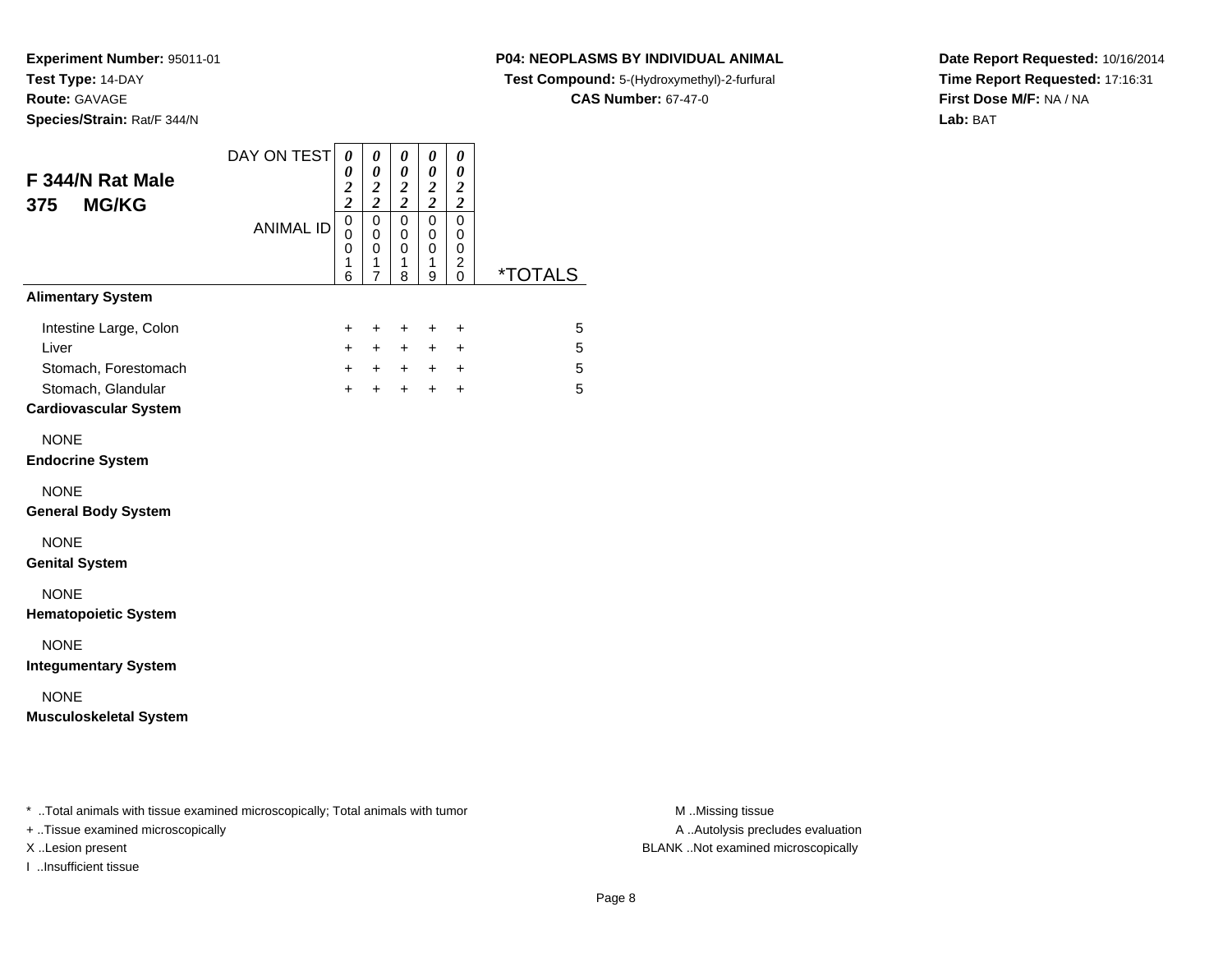**Experiment Number:** 95011-01
**Test Type:** 14-DAY
**Route:** GAVAGE
**Species/Strain:** Rat/F 344/N

**P04: NEOPLASMS BY INDIVIDUAL ANIMAL**
**Test Compound:** 5-(Hydroxymethyl)-2-furfural
**CAS Number:** 67-47-0

**Date Report Requested:** 10/16/2014
**Time Report Requested:** 17:16:31
**First Dose M/F:** NA / NA
**Lab:** BAT

## F 344/N Rat Male 375 MG/KG

| DAY ON TEST | 0022 | 0022 | 0022 | 0022 | 0022 | |
|---|---|---|---|---|---|---|
| ANIMAL ID | 00016 | 00017 | 00018 | 00019 | 00020 | *TOTALS |
| **Alimentary System** | | | | | | |
| Intestine Large, Colon | + | + | + | + | + | 5 |
| Liver | + | + | + | + | + | 5 |
| Stomach, Forestomach | + | + | + | + | + | 5 |
| Stomach, Glandular | + | + | + | + | + | 5 |
| **Cardiovascular System** | | | | | | |
| NONE | | | | | | |
| **Endocrine System** | | | | | | |
| NONE | | | | | | |
| **General Body System** | | | | | | |
| NONE | | | | | | |
| **Genital System** | | | | | | |
| NONE | | | | | | |
| **Hematopoietic System** | | | | | | |
| NONE | | | | | | |
| **Integumentary System** | | | | | | |
| NONE | | | | | | |
| **Musculoskeletal System** | | | | | | |

* ..Total animals with tissue examined microscopically; Total animals with tumor
+ ..Tissue examined microscopically
X ..Lesion present
I ..Insufficient tissue

M ..Missing tissue
A ..Autolysis precludes evaluation
BLANK ..Not examined microscopically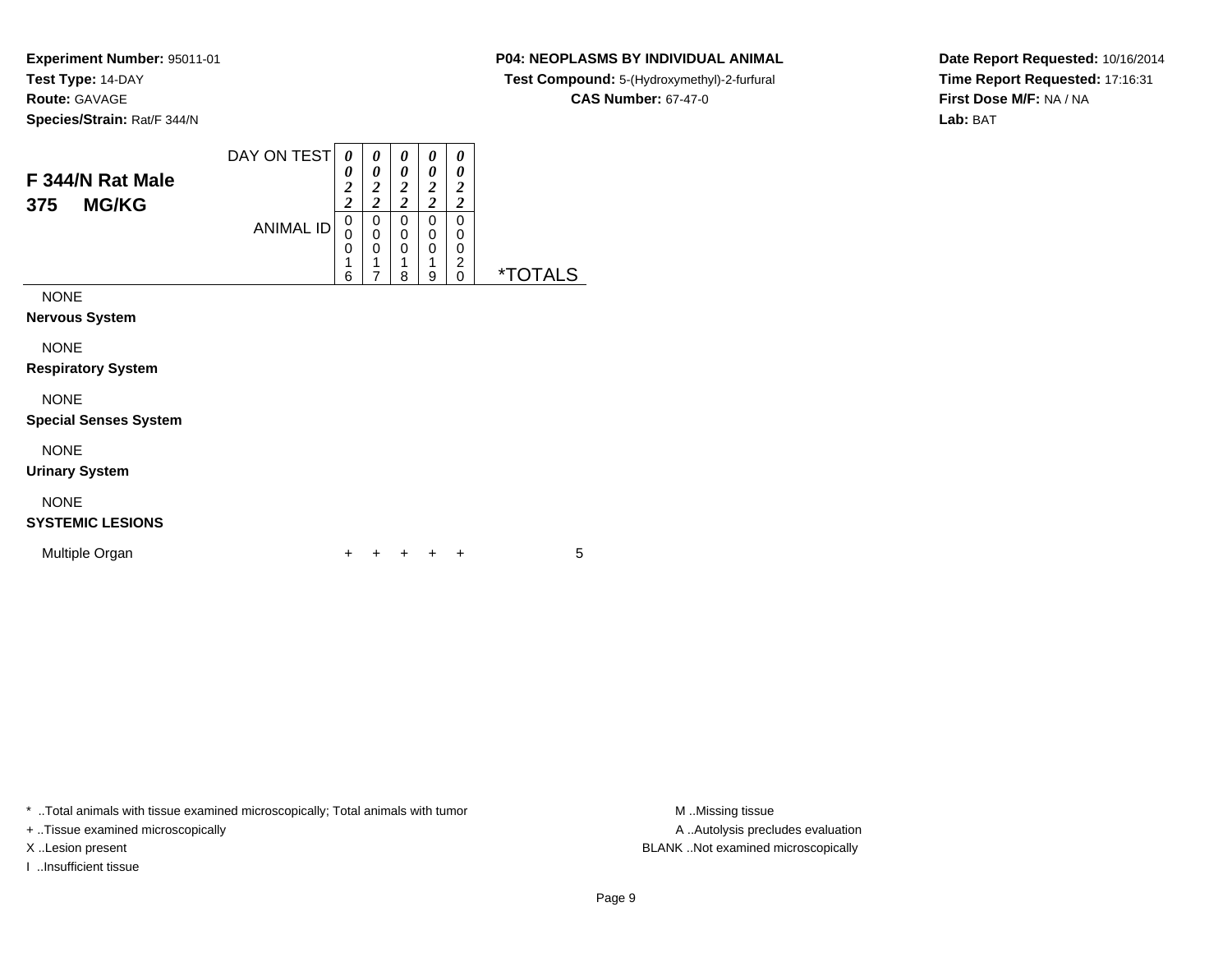**Experiment Number:** 95011-01
**Test Type:** 14-DAY
**Route:** GAVAGE
**Species/Strain:** Rat/F 344/N

**P04: NEOPLASMS BY INDIVIDUAL ANIMAL**
**Test Compound:** 5-(Hydroxymethyl)-2-furfural
**CAS Number:** 67-47-0

**Date Report Requested:** 10/16/2014
**Time Report Requested:** 17:16:31
**First Dose M/F:** NA / NA
**Lab:** BAT

## F 344/N Rat Male 375 MG/KG

| DAY ON TEST | 0022 | 0022 | 0022 | 0022 | 0022 | |
|---|---|---|---|---|---|---|
| ANIMAL ID | 00016 | 00017 | 00018 | 00019 | 00020 | *TOTALS |
| NONE | | | | | | |
| **Nervous System** | | | | | | |
| NONE | | | | | | |
| **Respiratory System** | | | | | | |
| NONE | | | | | | |
| **Special Senses System** | | | | | | |
| NONE | | | | | | |
| **Urinary System** | | | | | | |
| NONE | | | | | | |
| **SYSTEMIC LESIONS** | | | | | | |
| Multiple Organ | + | + | + | + | + | 5 |

* ..Total animals with tissue examined microscopically; Total animals with tumor
+ ..Tissue examined microscopically
X ..Lesion present
I ..Insufficient tissue

M ..Missing tissue
A ..Autolysis precludes evaluation
BLANK ..Not examined microscopically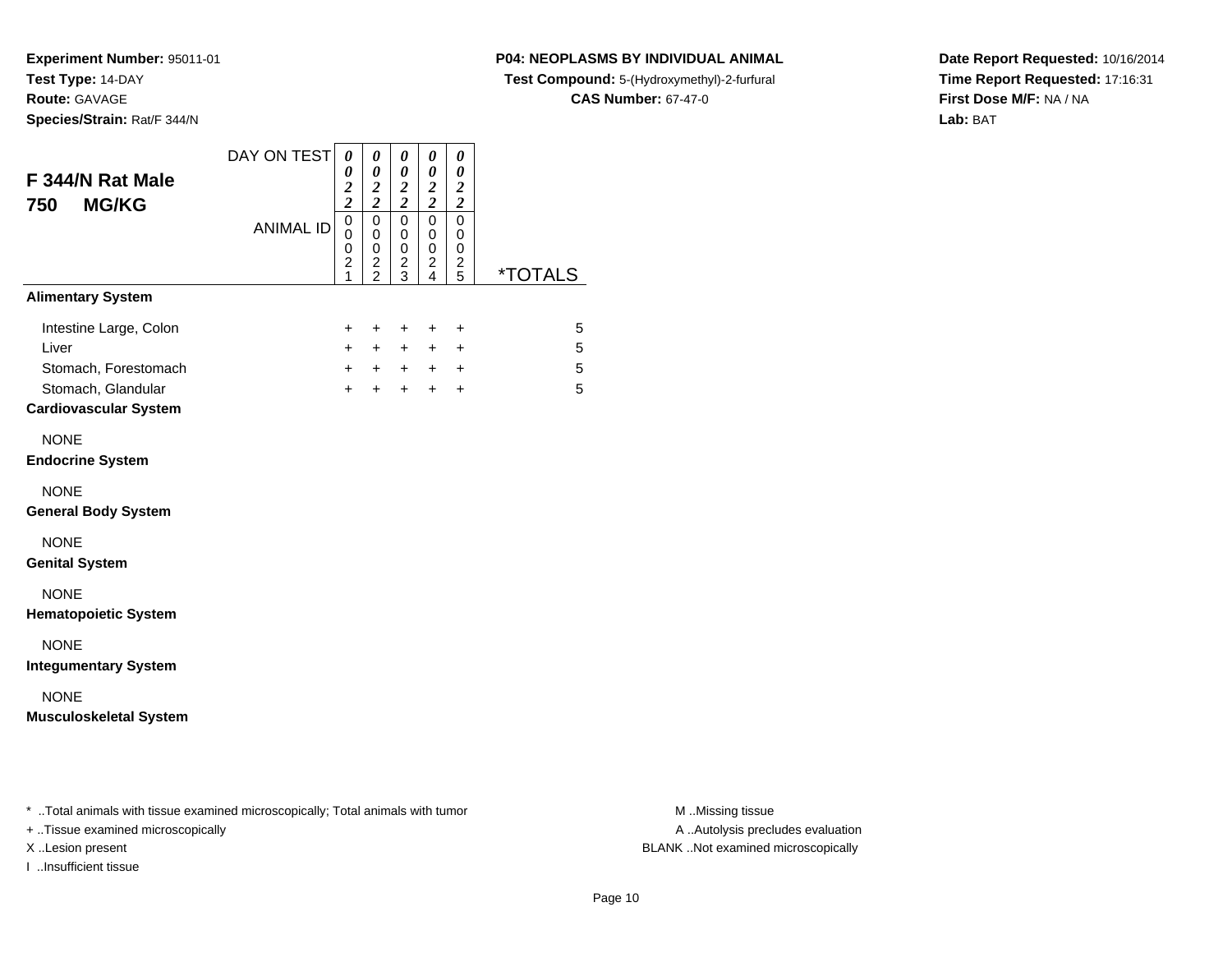**Experiment Number:** 95011-01
**Test Type:** 14-DAY
**Route:** GAVAGE
**Species/Strain:** Rat/F 344/N

**P04: NEOPLASMS BY INDIVIDUAL ANIMAL**
**Test Compound:** 5-(Hydroxymethyl)-2-furfural
**CAS Number:** 67-47-0

**Date Report Requested:** 10/16/2014
**Time Report Requested:** 17:16:31
**First Dose M/F:** NA / NA
**Lab:** BAT

## F 344/N Rat Male
## 750 MG/KG

| DAY ON TEST | 0022 | 0022 | 0022 | 0022 | 0022 | |
|---|---|---|---|---|---|---|
| ANIMAL ID | 00021 | 00022 | 00023 | 00024 | 00025 | *TOTALS |
| **Alimentary System** | | | | | | |
| Intestine Large, Colon | + | + | + | + | + | 5 |
| Liver | + | + | + | + | + | 5 |
| Stomach, Forestomach | + | + | + | + | + | 5 |
| Stomach, Glandular | + | + | + | + | + | 5 |
| **Cardiovascular System** | | | | | | |
| NONE | | | | | | |
| **Endocrine System** | | | | | | |
| NONE | | | | | | |
| **General Body System** | | | | | | |
| NONE | | | | | | |
| **Genital System** | | | | | | |
| NONE | | | | | | |
| **Hematopoietic System** | | | | | | |
| NONE | | | | | | |
| **Integumentary System** | | | | | | |
| NONE | | | | | | |
| **Musculoskeletal System** | | | | | | |

\* ..Total animals with tissue examined microscopically; Total animals with tumor
\+ ..Tissue examined microscopically
X ..Lesion present
I ..Insufficient tissue

M ..Missing tissue
A ..Autolysis precludes evaluation
BLANK ..Not examined microscopically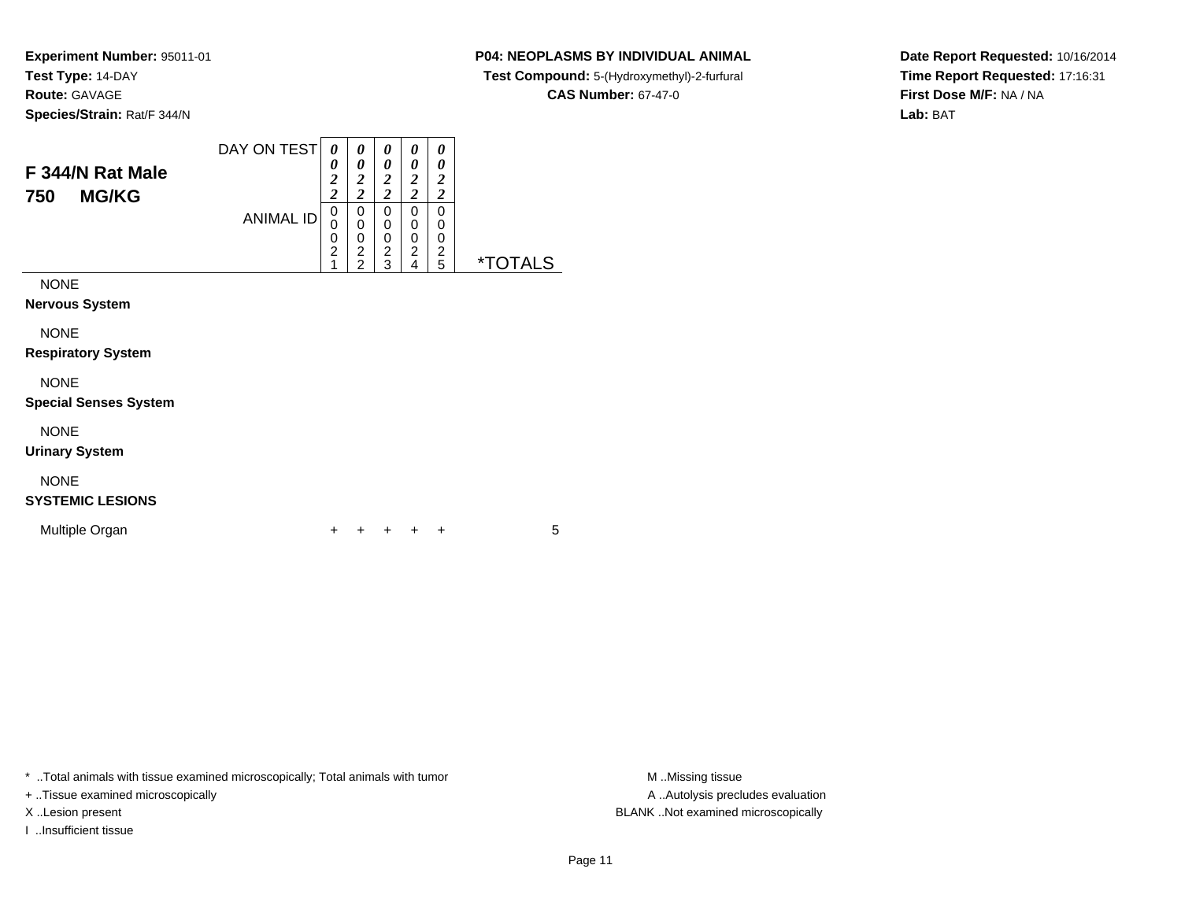**Experiment Number:** 95011-01
**Test Type:** 14-DAY
**Route:** GAVAGE
**Species/Strain:** Rat/F 344/N

**P04: NEOPLASMS BY INDIVIDUAL ANIMAL**
**Test Compound:** 5-(Hydroxymethyl)-2-furfural
**CAS Number:** 67-47-0

**Date Report Requested:** 10/16/2014
**Time Report Requested:** 17:16:31
**First Dose M/F:** NA / NA
**Lab:** BAT

## F 344/N Rat Male
## 750 MG/KG

| DAY ON TEST | 0022 | 0022 | 0022 | 0022 | 0022 | |
|---|---|---|---|---|---|---|
| ANIMAL ID | 00021 | 00022 | 00023 | 00024 | 00025 | *TOTALS |
| NONE | | | | | | |
| **Nervous System** | | | | | | |
| NONE | | | | | | |
| **Respiratory System** | | | | | | |
| NONE | | | | | | |
| **Special Senses System** | | | | | | |
| NONE | | | | | | |
| **Urinary System** | | | | | | |
| NONE | | | | | | |
| **SYSTEMIC LESIONS** | | | | | | |
| Multiple Organ | + | + | + | + | + | 5 |

* ..Total animals with tissue examined microscopically; Total animals with tumor
+ ..Tissue examined microscopically
X ..Lesion present
I ..Insufficient tissue

M ..Missing tissue
A ..Autolysis precludes evaluation
BLANK ..Not examined microscopically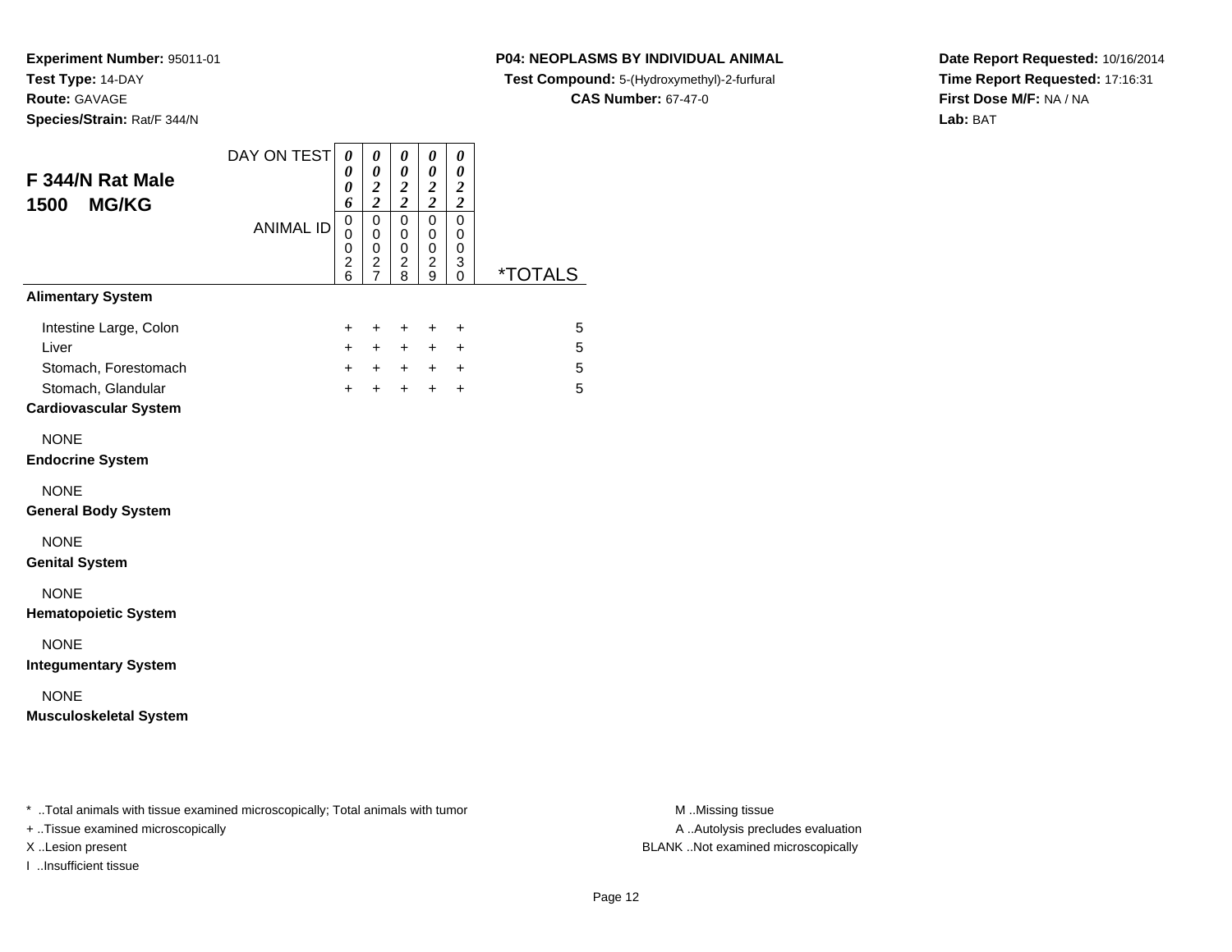**Experiment Number:** 95011-01
**Test Type:** 14-DAY
**Route:** GAVAGE
**Species/Strain:** Rat/F 344/N

**P04: NEOPLASMS BY INDIVIDUAL ANIMAL**
**Test Compound:** 5-(Hydroxymethyl)-2-furfural
**CAS Number:** 67-47-0

**Date Report Requested:** 10/16/2014
**Time Report Requested:** 17:16:31
**First Dose M/F:** NA / NA
**Lab:** BAT

## F 344/N Rat Male 1500 MG/KG

| DAY ON TEST | 0006 | 0022 | 0022 | 0022 | 0022 | |
|---|---|---|---|---|---|---|
| ANIMAL ID | 00026 | 00027 | 00028 | 00029 | 00030 | *TOTALS |
| **Alimentary System** | | | | | | |
| Intestine Large, Colon | + | + | + | + | + | 5 |
| Liver | + | + | + | + | + | 5 |
| Stomach, Forestomach | + | + | + | + | + | 5 |
| Stomach, Glandular | + | + | + | + | + | 5 |
| **Cardiovascular System** | | | | | | |
| NONE | | | | | | |
| **Endocrine System** | | | | | | |
| NONE | | | | | | |
| **General Body System** | | | | | | |
| NONE | | | | | | |
| **Genital System** | | | | | | |
| NONE | | | | | | |
| **Hematopoietic System** | | | | | | |
| NONE | | | | | | |
| **Integumentary System** | | | | | | |
| NONE | | | | | | |
| **Musculoskeletal System** | | | | | | |

* ..Total animals with tissue examined microscopically; Total animals with tumor
+ ..Tissue examined microscopically
X ..Lesion present
I ..Insufficient tissue

M ..Missing tissue
A ..Autolysis precludes evaluation
BLANK ..Not examined microscopically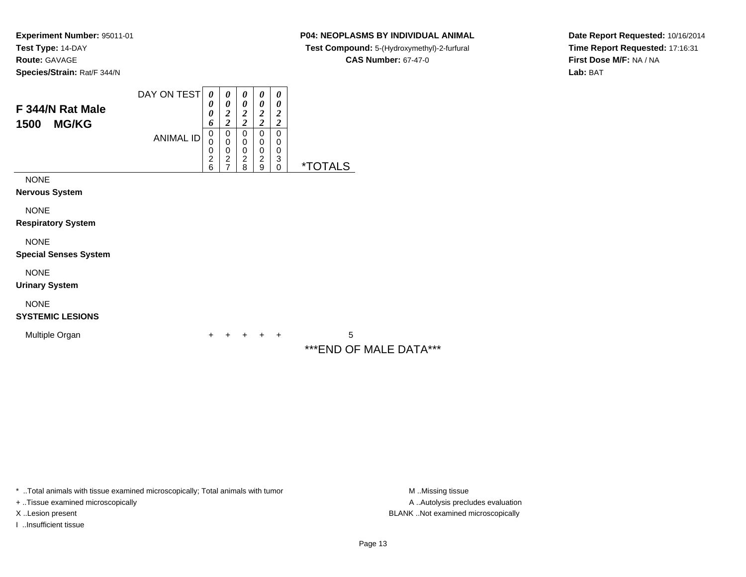**Experiment Number:** 95011-01
**Test Type:** 14-DAY
**Route:** GAVAGE
**Species/Strain:** Rat/F 344/N

**P04: NEOPLASMS BY INDIVIDUAL ANIMAL**
**Test Compound:** 5-(Hydroxymethyl)-2-furfural
**CAS Number:** 67-47-0

**Date Report Requested:** 10/16/2014
**Time Report Requested:** 17:16:31
**First Dose M/F:** NA / NA
**Lab:** BAT

## F 344/N Rat Male
## 1500 MG/KG

| DAY ON TEST | 0006 | 0022 | 0022 | 0022 | 0022 | |
|---|---|---|---|---|---|---|
| ANIMAL ID | 00026 | 00027 | 00028 | 00029 | 00030 | *TOTALS |
| NONE | | | | | | |
| **Nervous System** | | | | | | |
| NONE | | | | | | |
| **Respiratory System** | | | | | | |
| NONE | | | | | | |
| **Special Senses System** | | | | | | |
| NONE | | | | | | |
| **Urinary System** | | | | | | |
| NONE | | | | | | |
| **SYSTEMIC LESIONS** | | | | | | |
| Multiple Organ | + | + | + | + | + | 5 |

***END OF MALE DATA***

* ..Total animals with tissue examined microscopically; Total animals with tumor
+ ..Tissue examined microscopically
X ..Lesion present
I ..Insufficient tissue

M ..Missing tissue
A ..Autolysis precludes evaluation
BLANK ..Not examined microscopically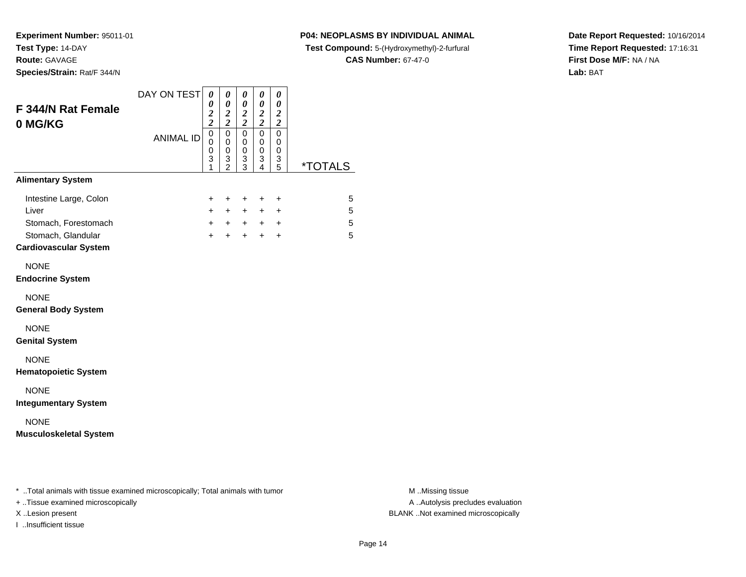**Experiment Number:** 95011-01
**Test Type:** 14-DAY
**Route:** GAVAGE
**Species/Strain:** Rat/F 344/N

**P04: NEOPLASMS BY INDIVIDUAL ANIMAL**
**Test Compound:** 5-(Hydroxymethyl)-2-furfural
**CAS Number:** 67-47-0

**Date Report Requested:** 10/16/2014
**Time Report Requested:** 17:16:31
**First Dose M/F:** NA / NA
**Lab:** BAT

## F 344/N Rat Female
## 0 MG/KG

| DAY ON TEST | 0022 | 0022 | 0022 | 0022 | 0022 | |
|---|---|---|---|---|---|---|
| **ANIMAL ID** | 00031 | 00032 | 00033 | 00034 | 00035 | ***TOTALS** |
| **Alimentary System** | | | | | | |
| Intestine Large, Colon | + | + | + | + | + | 5 |
| Liver | + | + | + | + | + | 5 |
| Stomach, Forestomach | + | + | + | + | + | 5 |
| Stomach, Glandular | + | + | + | + | + | 5 |
| **Cardiovascular System** | | | | | | |
| NONE | | | | | | |
| **Endocrine System** | | | | | | |
| NONE | | | | | | |
| **General Body System** | | | | | | |
| NONE | | | | | | |
| **Genital System** | | | | | | |
| NONE | | | | | | |
| **Hematopoietic System** | | | | | | |
| NONE | | | | | | |
| **Integumentary System** | | | | | | |
| NONE | | | | | | |
| **Musculoskeletal System** | | | | | | |

* ..Total animals with tissue examined microscopically; Total animals with tumor
+ ..Tissue examined microscopically
X ..Lesion present
I ..Insufficient tissue

M ..Missing tissue
A ..Autolysis precludes evaluation
BLANK ..Not examined microscopically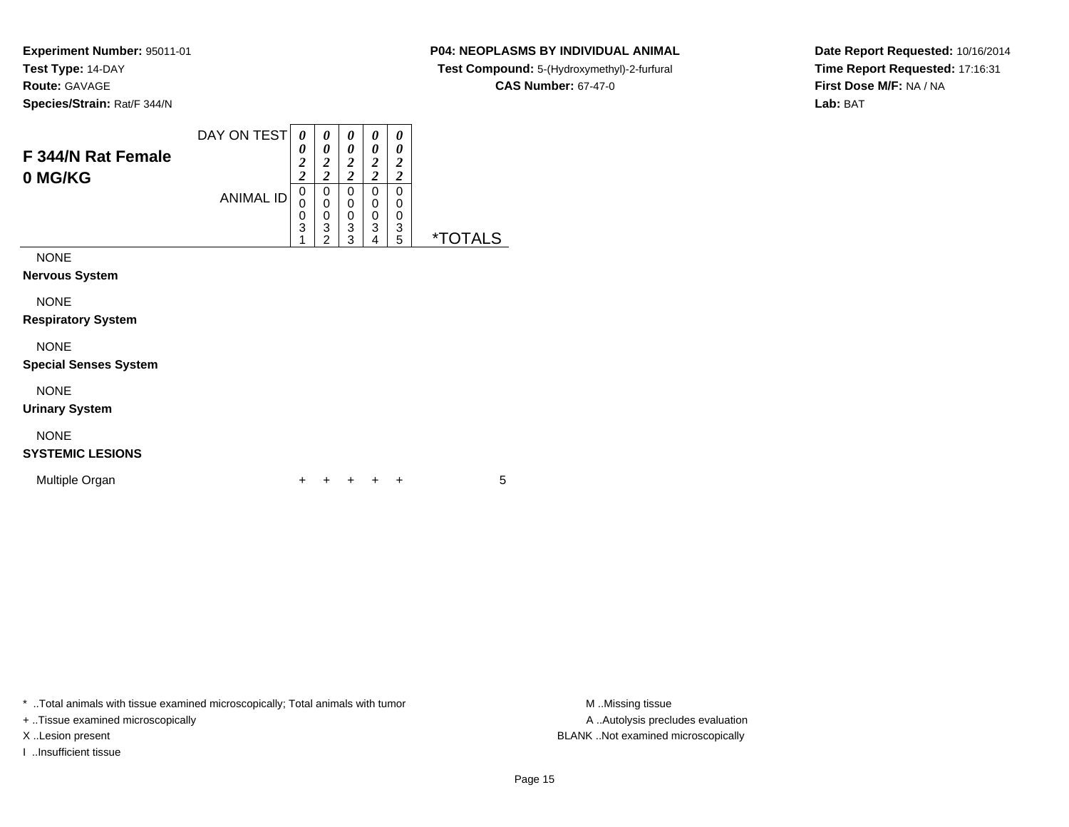**Experiment Number:** 95011-01
**Test Type:** 14-DAY
**Route:** GAVAGE
**Species/Strain:** Rat/F 344/N

**P04: NEOPLASMS BY INDIVIDUAL ANIMAL**
**Test Compound:** 5-(Hydroxymethyl)-2-furfural
**CAS Number:** 67-47-0

**Date Report Requested:** 10/16/2014
**Time Report Requested:** 17:16:31
**First Dose M/F:** NA / NA
**Lab:** BAT

## F 344/N Rat Female
## 0 MG/KG

| DAY ON TEST | 0022 | 0022 | 0022 | 0022 | 0022 | |
|---|---|---|---|---|---|---|
| ANIMAL ID | 00031 | 00032 | 00033 | 00034 | 00035 | *TOTALS |
| NONE | | | | | | |
| **Nervous System** | | | | | | |
| NONE | | | | | | |
| **Respiratory System** | | | | | | |
| NONE | | | | | | |
| **Special Senses System** | | | | | | |
| NONE | | | | | | |
| **Urinary System** | | | | | | |
| NONE | | | | | | |
| **SYSTEMIC LESIONS** | | | | | | |
| Multiple Organ | + | + | + | + | + | 5 |

\* ..Total animals with tissue examined microscopically; Total animals with tumor
\+ ..Tissue examined microscopically
X ..Lesion present
I ..Insufficient tissue

M ..Missing tissue
A ..Autolysis precludes evaluation
BLANK ..Not examined microscopically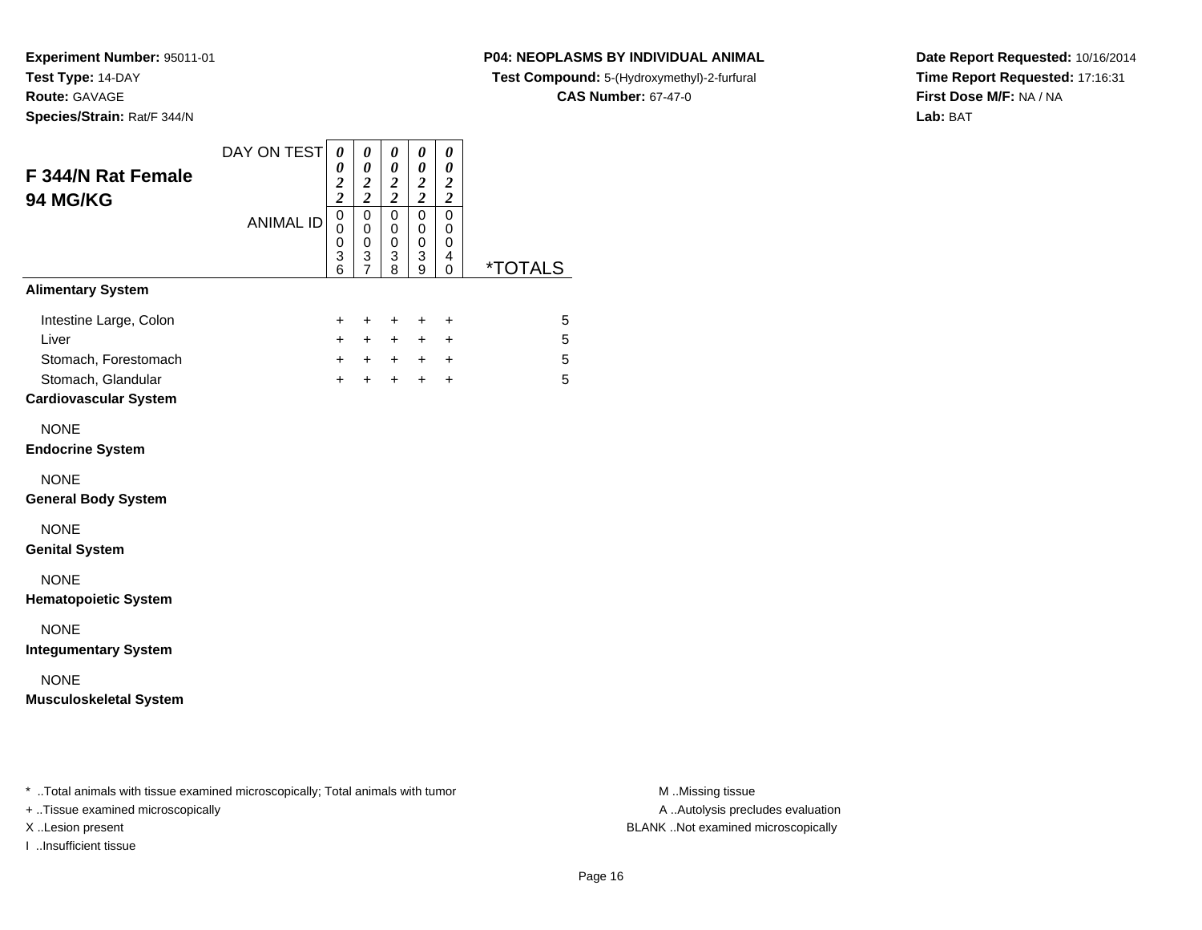**Experiment Number:** 95011-01
**Test Type:** 14-DAY
**Route:** GAVAGE
**Species/Strain:** Rat/F 344/N

**P04: NEOPLASMS BY INDIVIDUAL ANIMAL**
**Test Compound:** 5-(Hydroxymethyl)-2-furfural
**CAS Number:** 67-47-0

**Date Report Requested:** 10/16/2014
**Time Report Requested:** 17:16:31
**First Dose M/F:** NA / NA
**Lab:** BAT

## F 344/N Rat Female 94 MG/KG

| DAY ON TEST | 0022 | 0022 | 0022 | 0022 | 0022 | |
|---|---|---|---|---|---|---|
| ANIMAL ID | 00036 | 00037 | 00038 | 00039 | 00040 | *TOTALS |
| **Alimentary System** | | | | | | |
| Intestine Large, Colon | + | + | + | + | + | 5 |
| Liver | + | + | + | + | + | 5 |
| Stomach, Forestomach | + | + | + | + | + | 5 |
| Stomach, Glandular | + | + | + | + | + | 5 |
| **Cardiovascular System** | | | | | | |
| NONE | | | | | | |
| **Endocrine System** | | | | | | |
| NONE | | | | | | |
| **General Body System** | | | | | | |
| NONE | | | | | | |
| **Genital System** | | | | | | |
| NONE | | | | | | |
| **Hematopoietic System** | | | | | | |
| NONE | | | | | | |
| **Integumentary System** | | | | | | |
| NONE | | | | | | |
| **Musculoskeletal System** | | | | | | |

\* ..Total animals with tissue examined microscopically; Total animals with tumor
\+ ..Tissue examined microscopically
X ..Lesion present
I ..Insufficient tissue

M ..Missing tissue
A ..Autolysis precludes evaluation
BLANK ..Not examined microscopically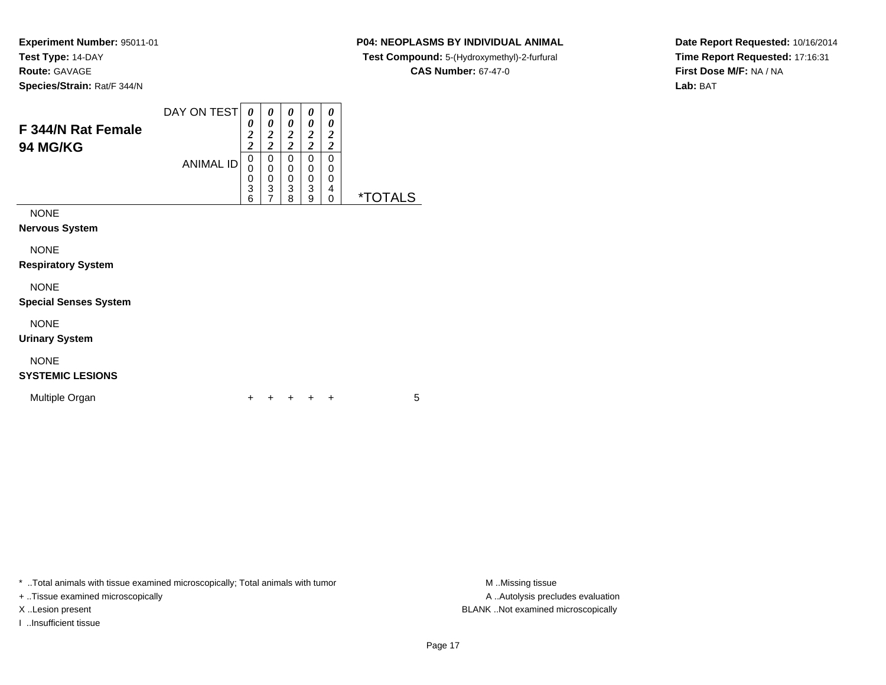**Experiment Number:** 95011-01
**Test Type:** 14-DAY
**Route:** GAVAGE
**Species/Strain:** Rat/F 344/N

**P04: NEOPLASMS BY INDIVIDUAL ANIMAL**
**Test Compound:** 5-(Hydroxymethyl)-2-furfural
**CAS Number:** 67-47-0

**Date Report Requested:** 10/16/2014
**Time Report Requested:** 17:16:31
**First Dose M/F:** NA / NA
**Lab:** BAT

## F 344/N Rat Female 94 MG/KG

| DAY ON TEST | 0022 | 0022 | 0022 | 0022 | 0022 | |
|---|---|---|---|---|---|---|
| ANIMAL ID | 00036 | 00037 | 00038 | 00039 | 00040 | *TOTALS |
| NONE | | | | | | |
| **Nervous System** | | | | | | |
| NONE | | | | | | |
| **Respiratory System** | | | | | | |
| NONE | | | | | | |
| **Special Senses System** | | | | | | |
| NONE | | | | | | |
| **Urinary System** | | | | | | |
| NONE | | | | | | |
| **SYSTEMIC LESIONS** | | | | | | |
| Multiple Organ | + | + | + | + | + | 5 |

\* ..Total animals with tissue examined microscopically; Total animals with tumor
\+ ..Tissue examined microscopically
X ..Lesion present
I ..Insufficient tissue

M ..Missing tissue
A ..Autolysis precludes evaluation
BLANK ..Not examined microscopically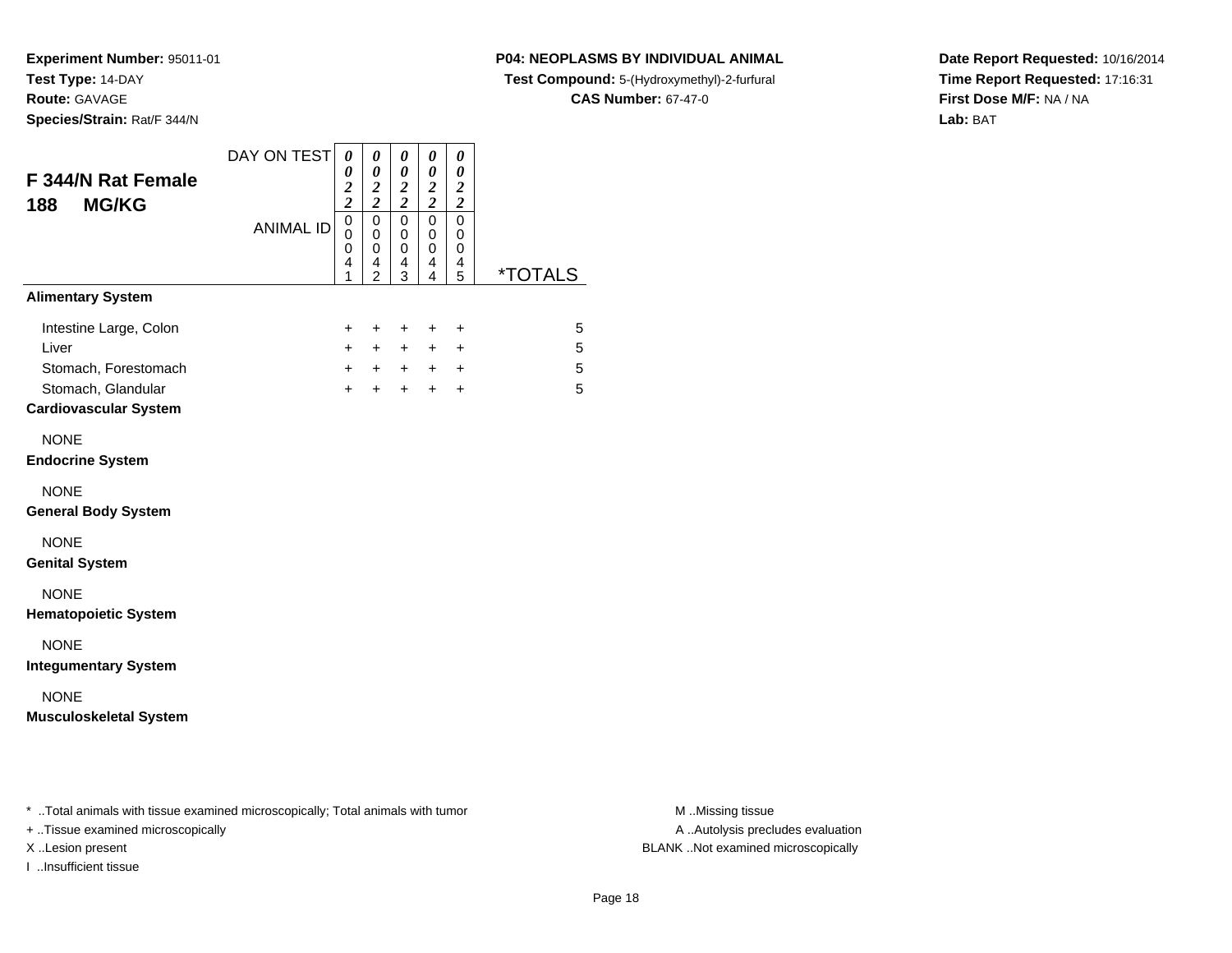**Experiment Number:** 95011-01
**Test Type:** 14-DAY
**Route:** GAVAGE
**Species/Strain:** Rat/F 344/N

**P04: NEOPLASMS BY INDIVIDUAL ANIMAL**
**Test Compound:** 5-(Hydroxymethyl)-2-furfural
**CAS Number:** 67-47-0

**Date Report Requested:** 10/16/2014
**Time Report Requested:** 17:16:31
**First Dose M/F:** NA / NA
**Lab:** BAT

## F 344/N Rat Female
## 188 MG/KG

| DAY ON TEST | 0022 | 0022 | 0022 | 0022 | 0022 | |
|---|---|---|---|---|---|---|
| ANIMAL ID | 00041 | 00042 | 00043 | 00044 | 00045 | *TOTALS |
| **Alimentary System** | | | | | | |
| Intestine Large, Colon | + | + | + | + | + | 5 |
| Liver | + | + | + | + | + | 5 |
| Stomach, Forestomach | + | + | + | + | + | 5 |
| Stomach, Glandular | + | + | + | + | + | 5 |
| **Cardiovascular System** | | | | | | |
| NONE | | | | | | |
| **Endocrine System** | | | | | | |
| NONE | | | | | | |
| **General Body System** | | | | | | |
| NONE | | | | | | |
| **Genital System** | | | | | | |
| NONE | | | | | | |
| **Hematopoietic System** | | | | | | |
| NONE | | | | | | |
| **Integumentary System** | | | | | | |
| NONE | | | | | | |
| **Musculoskeletal System** | | | | | | |

* ..Total animals with tissue examined microscopically; Total animals with tumor
+ ..Tissue examined microscopically
X ..Lesion present
I ..Insufficient tissue

M ..Missing tissue
A ..Autolysis precludes evaluation
BLANK ..Not examined microscopically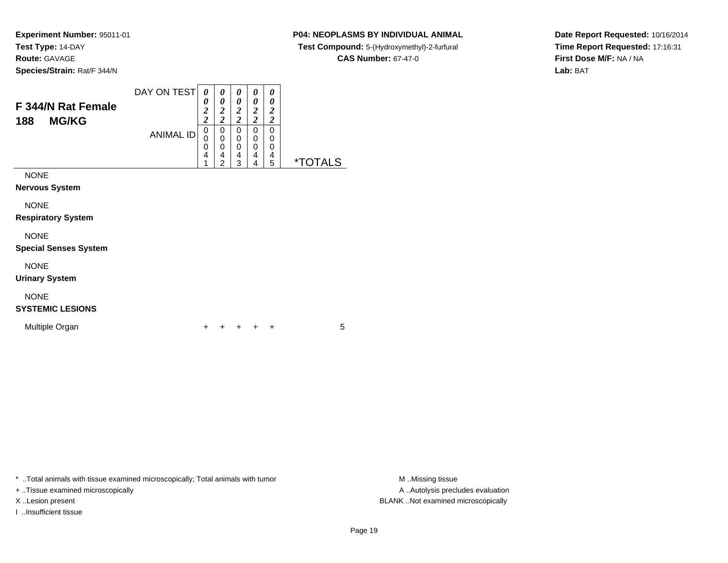**Experiment Number:** 95011-01
**Test Type:** 14-DAY
**Route:** GAVAGE
**Species/Strain:** Rat/F 344/N

**P04: NEOPLASMS BY INDIVIDUAL ANIMAL**
**Test Compound:** 5-(Hydroxymethyl)-2-furfural
**CAS Number:** 67-47-0

**Date Report Requested:** 10/16/2014
**Time Report Requested:** 17:16:31
**First Dose M/F:** NA / NA
**Lab:** BAT

## F 344/N Rat Female
## 188 MG/KG

| DAY ON TEST | 0022 | 0022 | 0022 | 0022 | 0022 | |
|---|---|---|---|---|---|---|
| ANIMAL ID | 00041 | 00042 | 00043 | 00044 | 00045 | *TOTALS |
| NONE | | | | | | |
| **Nervous System** | | | | | | |
| NONE | | | | | | |
| **Respiratory System** | | | | | | |
| NONE | | | | | | |
| **Special Senses System** | | | | | | |
| NONE | | | | | | |
| **Urinary System** | | | | | | |
| NONE | | | | | | |
| **SYSTEMIC LESIONS** | | | | | | |
| Multiple Organ | + | + | + | + | + | 5 |

\* ..Total animals with tissue examined microscopically; Total animals with tumor
+ ..Tissue examined microscopically
X ..Lesion present
I ..Insufficient tissue

M ..Missing tissue
A ..Autolysis precludes evaluation
BLANK ..Not examined microscopically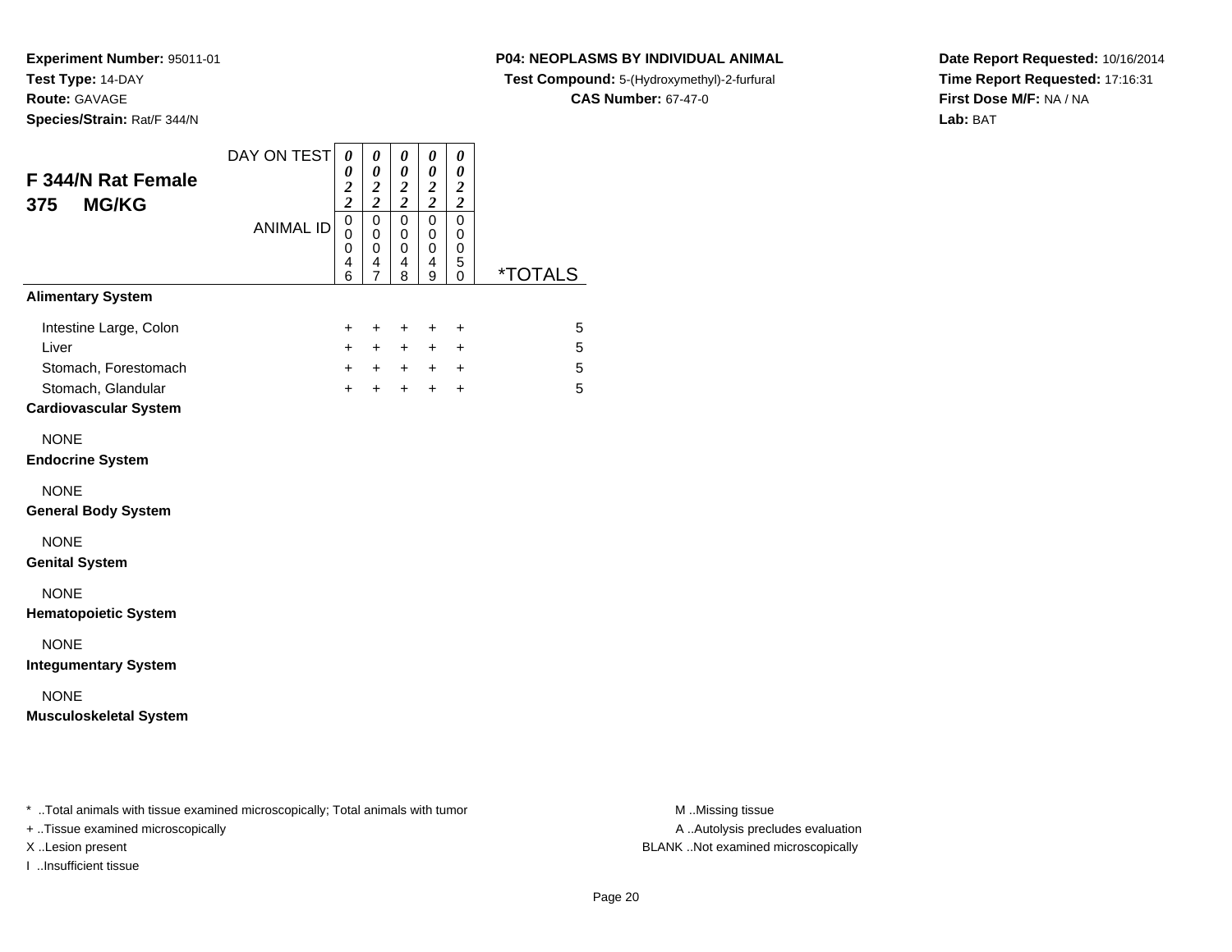**Experiment Number:** 95011-01
**Test Type:** 14-DAY
**Route:** GAVAGE
**Species/Strain:** Rat/F 344/N

**P04: NEOPLASMS BY INDIVIDUAL ANIMAL**
**Test Compound:** 5-(Hydroxymethyl)-2-furfural
**CAS Number:** 67-47-0

**Date Report Requested:** 10/16/2014
**Time Report Requested:** 17:16:31
**First Dose M/F:** NA / NA
**Lab:** BAT

## F 344/N Rat Female 375 MG/KG

| DAY ON TEST | 0022 | 0022 | 0022 | 0022 | 0022 | |
|---|---|---|---|---|---|---|
| ANIMAL ID | 00046 | 00047 | 00048 | 00049 | 00050 | *TOTALS |
| **Alimentary System** | | | | | | |
| Intestine Large, Colon | + | + | + | + | + | 5 |
| Liver | + | + | + | + | + | 5 |
| Stomach, Forestomach | + | + | + | + | + | 5 |
| Stomach, Glandular | + | + | + | + | + | 5 |
| **Cardiovascular System** | | | | | | |
| NONE | | | | | | |
| **Endocrine System** | | | | | | |
| NONE | | | | | | |
| **General Body System** | | | | | | |
| NONE | | | | | | |
| **Genital System** | | | | | | |
| NONE | | | | | | |
| **Hematopoietic System** | | | | | | |
| NONE | | | | | | |
| **Integumentary System** | | | | | | |
| NONE | | | | | | |
| **Musculoskeletal System** | | | | | | |

* ..Total animals with tissue examined microscopically; Total animals with tumor
+ ..Tissue examined microscopically
X ..Lesion present
I ..Insufficient tissue

M ..Missing tissue
A ..Autolysis precludes evaluation
BLANK ..Not examined microscopically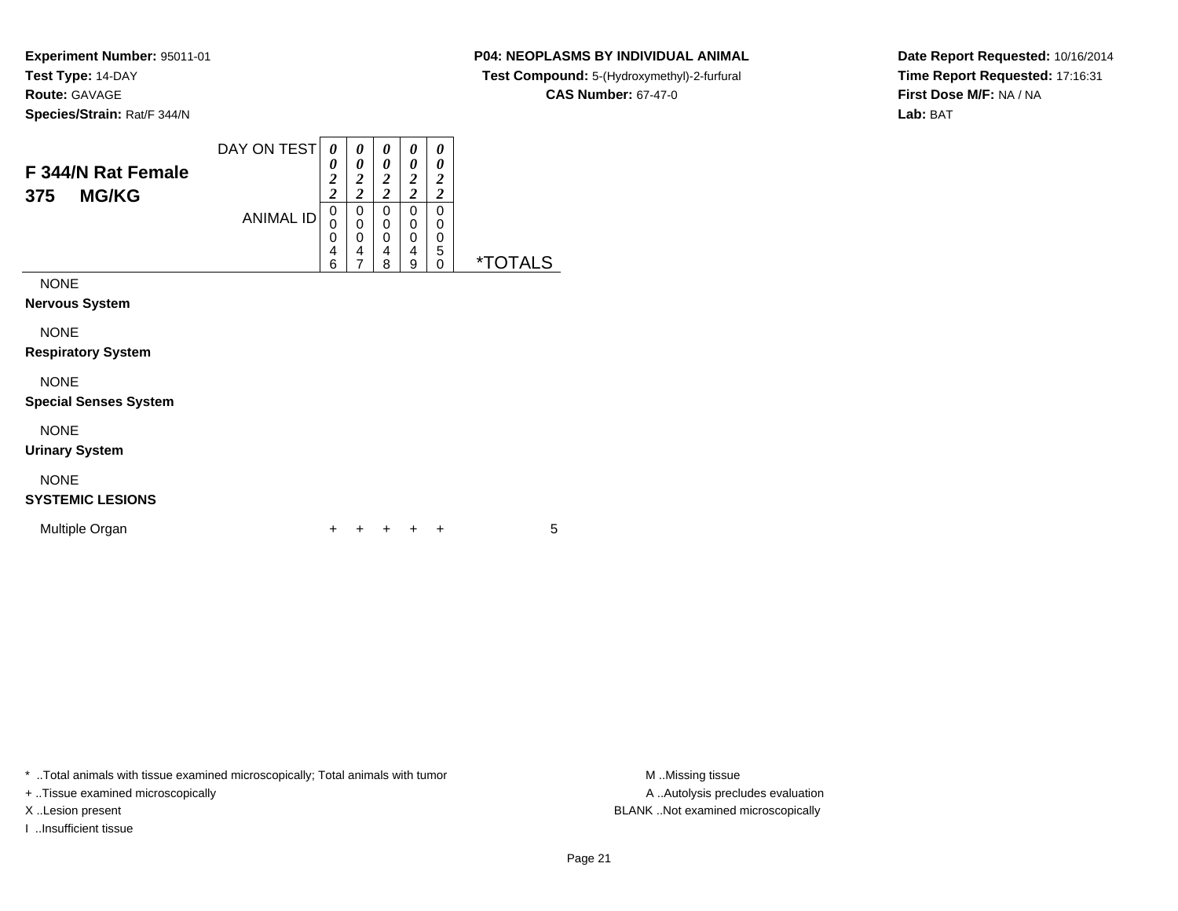**Experiment Number:** 95011-01
**Test Type:** 14-DAY
**Route:** GAVAGE
**Species/Strain:** Rat/F 344/N

**P04: NEOPLASMS BY INDIVIDUAL ANIMAL**
**Test Compound:** 5-(Hydroxymethyl)-2-furfural
**CAS Number:** 67-47-0

**Date Report Requested:** 10/16/2014
**Time Report Requested:** 17:16:31
**First Dose M/F:** NA / NA
**Lab:** BAT

## F 344/N Rat Female
## 375 MG/KG

| DAY ON TEST | 0022 | 0022 | 0022 | 0022 | 0022 | |
|---|---|---|---|---|---|---|
| ANIMAL ID | 00046 | 00047 | 00048 | 00049 | 00050 | *TOTALS |
| NONE | | | | | | |
| **Nervous System** | | | | | | |
| NONE | | | | | | |
| **Respiratory System** | | | | | | |
| NONE | | | | | | |
| **Special Senses System** | | | | | | |
| NONE | | | | | | |
| **Urinary System** | | | | | | |
| NONE | | | | | | |
| **SYSTEMIC LESIONS** | | | | | | |
| Multiple Organ | + | + | + | + | + | 5 |

* ..Total animals with tissue examined microscopically; Total animals with tumor
+ ..Tissue examined microscopically
X ..Lesion present
I ..Insufficient tissue

M ..Missing tissue
A ..Autolysis precludes evaluation
BLANK ..Not examined microscopically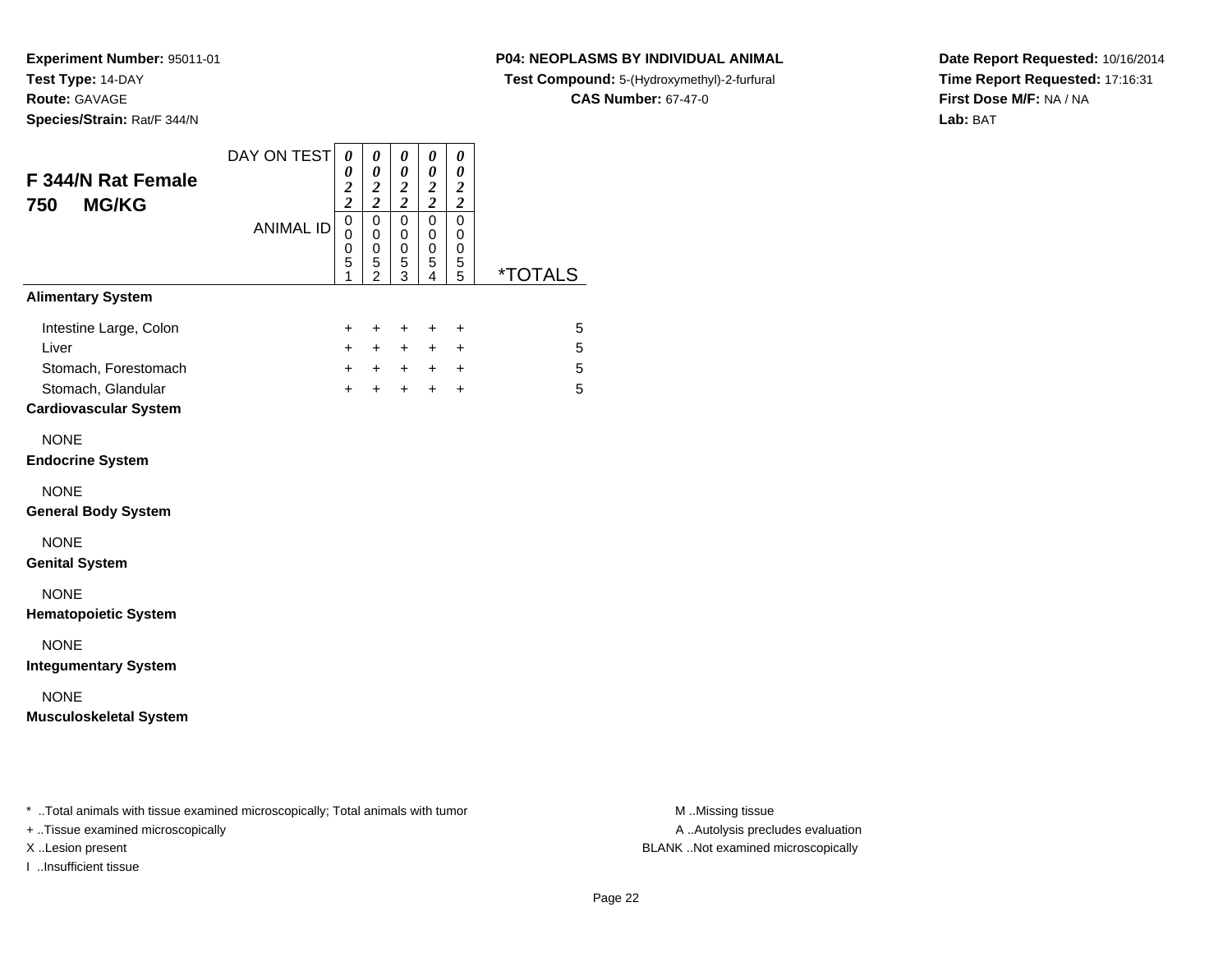**Experiment Number:** 95011-01
**Test Type:** 14-DAY
**Route:** GAVAGE
**Species/Strain:** Rat/F 344/N

**P04: NEOPLASMS BY INDIVIDUAL ANIMAL**
**Test Compound:** 5-(Hydroxymethyl)-2-furfural
**CAS Number:** 67-47-0

**Date Report Requested:** 10/16/2014
**Time Report Requested:** 17:16:31
**First Dose M/F:** NA / NA
**Lab:** BAT

## F 344/N Rat Female 750 MG/KG

| DAY ON TEST | 0022 | 0022 | 0022 | 0022 | 0022 | |
|---|---|---|---|---|---|---|
| ANIMAL ID | 00051 | 00052 | 00053 | 00054 | 00055 | *TOTALS |
| **Alimentary System** | | | | | | |
| Intestine Large, Colon | + | + | + | + | + | 5 |
| Liver | + | + | + | + | + | 5 |
| Stomach, Forestomach | + | + | + | + | + | 5 |
| Stomach, Glandular | + | + | + | + | + | 5 |
| **Cardiovascular System** | | | | | | |
| NONE | | | | | | |
| **Endocrine System** | | | | | | |
| NONE | | | | | | |
| **General Body System** | | | | | | |
| NONE | | | | | | |
| **Genital System** | | | | | | |
| NONE | | | | | | |
| **Hematopoietic System** | | | | | | |
| NONE | | | | | | |
| **Integumentary System** | | | | | | |
| NONE | | | | | | |
| **Musculoskeletal System** | | | | | | |

* ..Total animals with tissue examined microscopically; Total animals with tumor
+ ..Tissue examined microscopically
X ..Lesion present
I ..Insufficient tissue

M ..Missing tissue
A ..Autolysis precludes evaluation
BLANK ..Not examined microscopically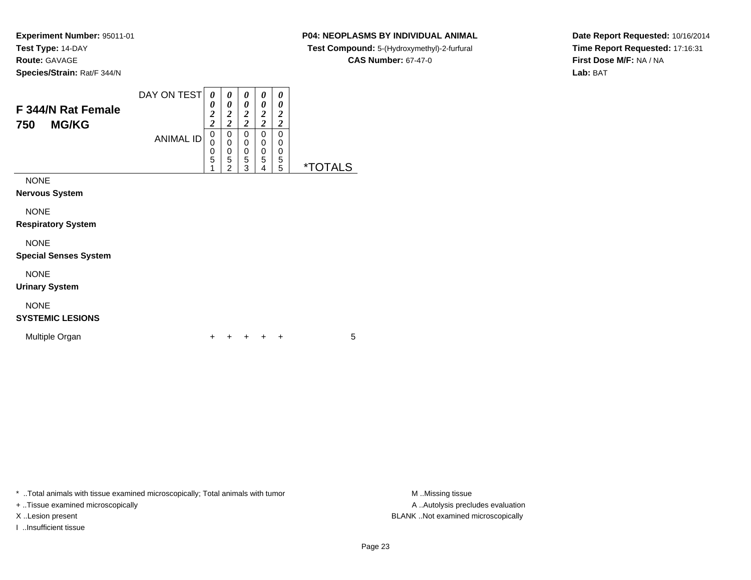**Experiment Number:** 95011-01
**Test Type:** 14-DAY
**Route:** GAVAGE
**Species/Strain:** Rat/F 344/N

**P04: NEOPLASMS BY INDIVIDUAL ANIMAL**
**Test Compound:** 5-(Hydroxymethyl)-2-furfural
**CAS Number:** 67-47-0

**Date Report Requested:** 10/16/2014
**Time Report Requested:** 17:16:31
**First Dose M/F:** NA / NA
**Lab:** BAT

## F 344/N Rat Female
## 750 MG/KG

| DAY ON TEST | 0022 | 0022 | 0022 | 0022 | 0022 | |
|---|---|---|---|---|---|---|
| ANIMAL ID | 00051 | 00052 | 00053 | 00054 | 00055 | *TOTALS |
| NONE | | | | | | |
| **Nervous System** | | | | | | |
| NONE | | | | | | |
| **Respiratory System** | | | | | | |
| NONE | | | | | | |
| **Special Senses System** | | | | | | |
| NONE | | | | | | |
| **Urinary System** | | | | | | |
| NONE | | | | | | |
| **SYSTEMIC LESIONS** | | | | | | |
| Multiple Organ | + | + | + | + | + | 5 |

\* ..Total animals with tissue examined microscopically; Total animals with tumor
+ ..Tissue examined microscopically
X ..Lesion present
I ..Insufficient tissue

M ..Missing tissue
A ..Autolysis precludes evaluation
BLANK ..Not examined microscopically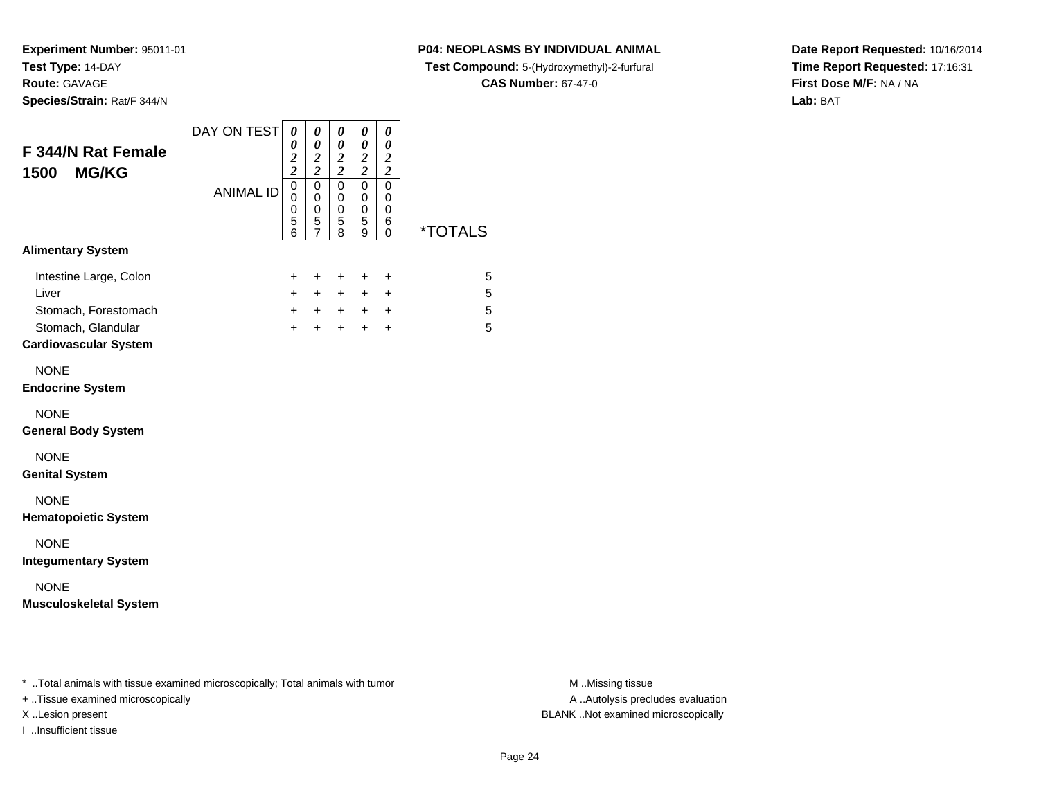**Experiment Number:** 95011-01
**Test Type:** 14-DAY
**Route:** GAVAGE
**Species/Strain:** Rat/F 344/N

**P04: NEOPLASMS BY INDIVIDUAL ANIMAL**
**Test Compound:** 5-(Hydroxymethyl)-2-furfural
**CAS Number:** 67-47-0

**Date Report Requested:** 10/16/2014
**Time Report Requested:** 17:16:31
**First Dose M/F:** NA / NA
**Lab:** BAT

## F 344/N Rat Female
## 1500 MG/KG

| DAY ON TEST | 0022 | 0022 | 0022 | 0022 | 0022 | |
|---|---|---|---|---|---|---|
| ANIMAL ID | 00056 | 00057 | 00058 | 00059 | 00060 | *TOTALS |
| **Alimentary System** | | | | | | |
| Intestine Large, Colon | + | + | + | + | + | 5 |
| Liver | + | + | + | + | + | 5 |
| Stomach, Forestomach | + | + | + | + | + | 5 |
| Stomach, Glandular | + | + | + | + | + | 5 |
| **Cardiovascular System** | | | | | | |
| NONE | | | | | | |
| **Endocrine System** | | | | | | |
| NONE | | | | | | |
| **General Body System** | | | | | | |
| NONE | | | | | | |
| **Genital System** | | | | | | |
| NONE | | | | | | |
| **Hematopoietic System** | | | | | | |
| NONE | | | | | | |
| **Integumentary System** | | | | | | |
| NONE | | | | | | |
| **Musculoskeletal System** | | | | | | |

* ..Total animals with tissue examined microscopically; Total animals with tumor
+ ..Tissue examined microscopically
X ..Lesion present
I ..Insufficient tissue

M ..Missing tissue
A ..Autolysis precludes evaluation
BLANK ..Not examined microscopically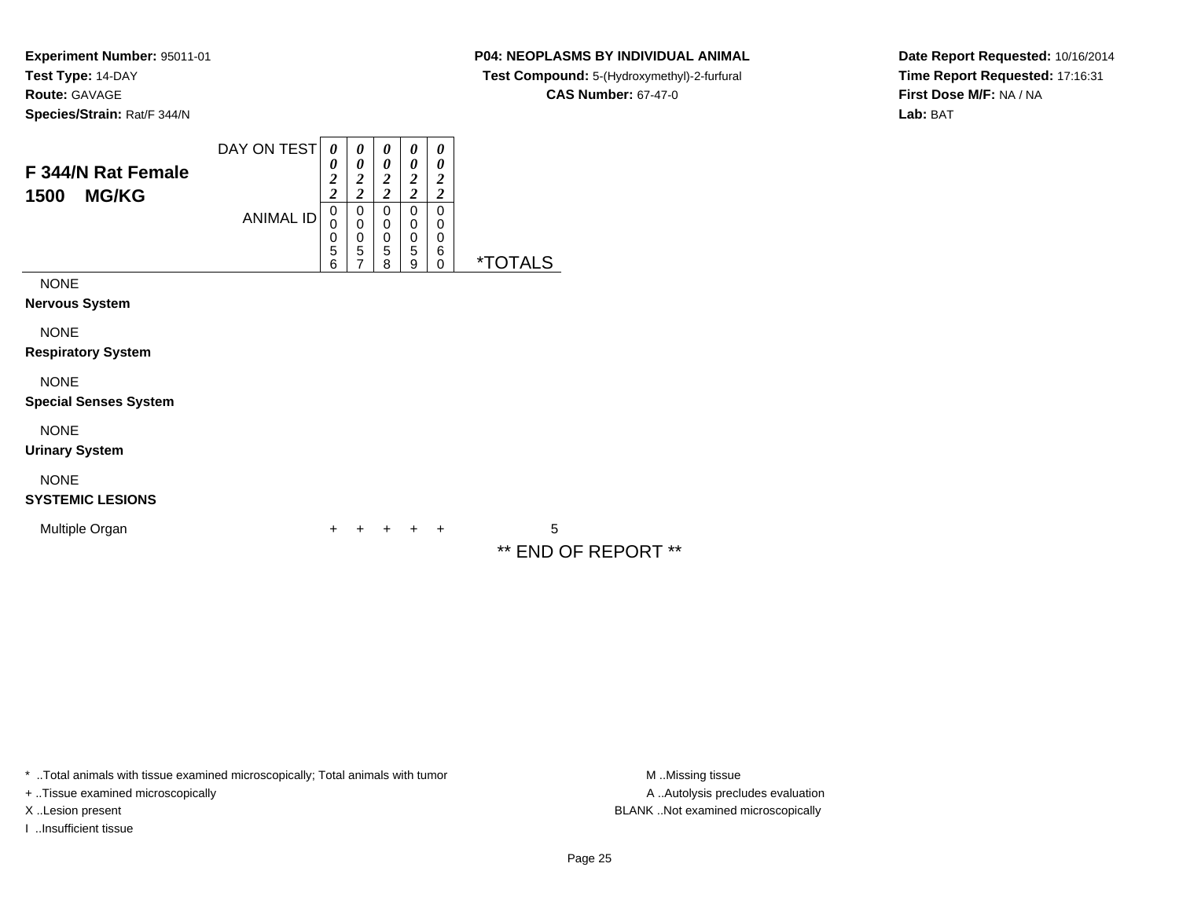**Experiment Number:** 95011-01
**Test Type:** 14-DAY
**Route:** GAVAGE
**Species/Strain:** Rat/F 344/N

**P04: NEOPLASMS BY INDIVIDUAL ANIMAL**
**Test Compound:** 5-(Hydroxymethyl)-2-furfural
**CAS Number:** 67-47-0

**Date Report Requested:** 10/16/2014
**Time Report Requested:** 17:16:31
**First Dose M/F:** NA / NA
**Lab:** BAT

## F 344/N Rat Female
## 1500 MG/KG

| | | | | | | |
|---|---|---|---|---|---|---|
| DAY ON TEST | 0022 | 0022 | 0022 | 0022 | 0022 | |
| ANIMAL ID | 00056 | 00057 | 00058 | 00059 | 00060 | *TOTALS |
| NONE | | | | | | |
| **Nervous System** | | | | | | |
| NONE | | | | | | |
| **Respiratory System** | | | | | | |
| NONE | | | | | | |
| **Special Senses System** | | | | | | |
| NONE | | | | | | |
| **Urinary System** | | | | | | |
| NONE | | | | | | |
| **SYSTEMIC LESIONS** | | | | | | |
| Multiple Organ | + | + | + | + | + | 5 |

** END OF REPORT **

* ..Total animals with tissue examined microscopically; Total animals with tumor
+ ..Tissue examined microscopically
X ..Lesion present
I ..Insufficient tissue

M ..Missing tissue
A ..Autolysis precludes evaluation
BLANK ..Not examined microscopically